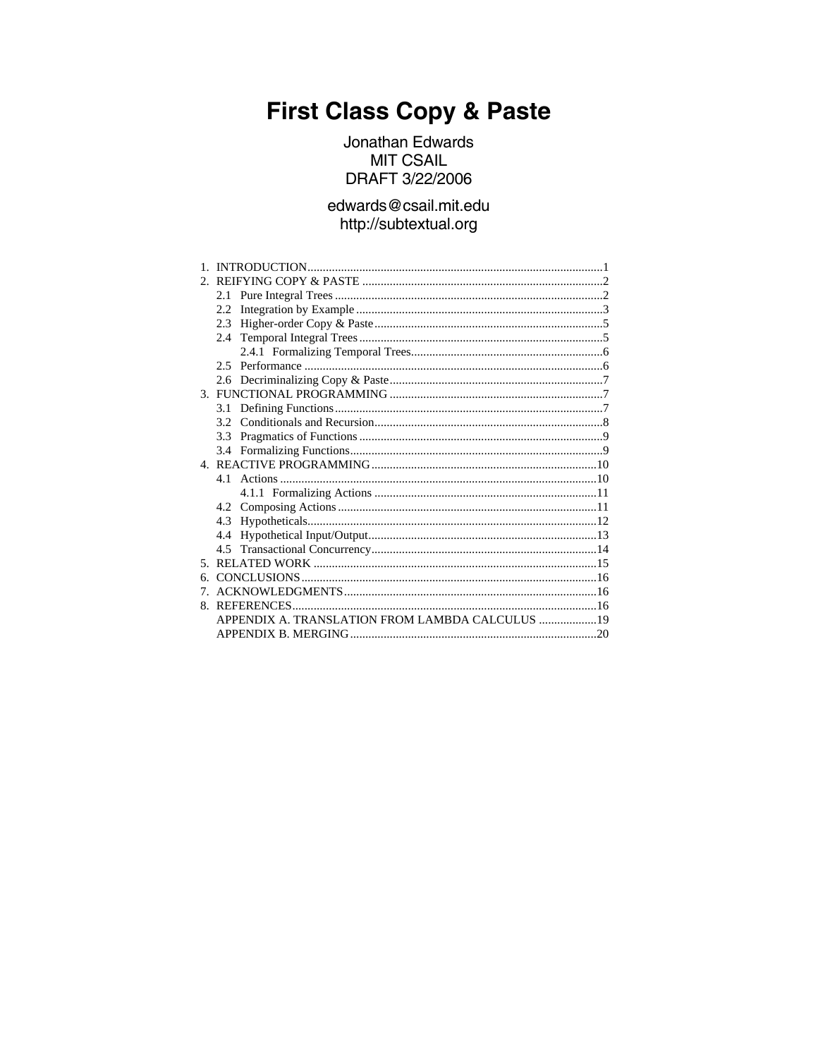# First Class Copy & Paste

Jonathan Edwards
MIT CSAIL
DRAFT 3/22/2006

edwards@csail.mit.edu
http://subtextual.org

1. INTRODUCTION................................................................................................1
2. REIFYING COPY & PASTE ..............................................................................2
   - 2.1 Pure Integral Trees .......................................................................................2
   - 2.2 Integration by Example ................................................................................3
   - 2.3 Higher-order Copy & Paste ..........................................................................5
   - 2.4 Temporal Integral Trees ...............................................................................5
     - 2.4.1 Formalizing Temporal Trees..............................................................6
   - 2.5 Performance .................................................................................................6
   - 2.6 Decriminalizing Copy & Paste.....................................................................7
3. FUNCTIONAL PROGRAMMING .....................................................................7
   - 3.1 Defining Functions.......................................................................................7
   - 3.2 Conditionals and Recursion..........................................................................8
   - 3.3 Pragmatics of Functions ...............................................................................9
   - 3.4 Formalizing Functions..................................................................................9
4. REACTIVE PROGRAMMING..........................................................................10
   - 4.1 Actions .......................................................................................................10
     - 4.1.1 Formalizing Actions ........................................................................11
   - 4.2 Composing Actions ....................................................................................11
   - 4.3 Hypotheticals..............................................................................................12
   - 4.4 Hypothetical Input/Output..........................................................................13
   - 4.5 Transactional Concurrency.........................................................................14
5. RELATED WORK ............................................................................................15
6. CONCLUSIONS................................................................................................16
7. ACKNOWLEDGMENTS..................................................................................16
8. REFERENCES...................................................................................................16

   APPENDIX A. TRANSLATION FROM LAMBDA CALCULUS ...................19

   APPENDIX B. MERGING................................................................................20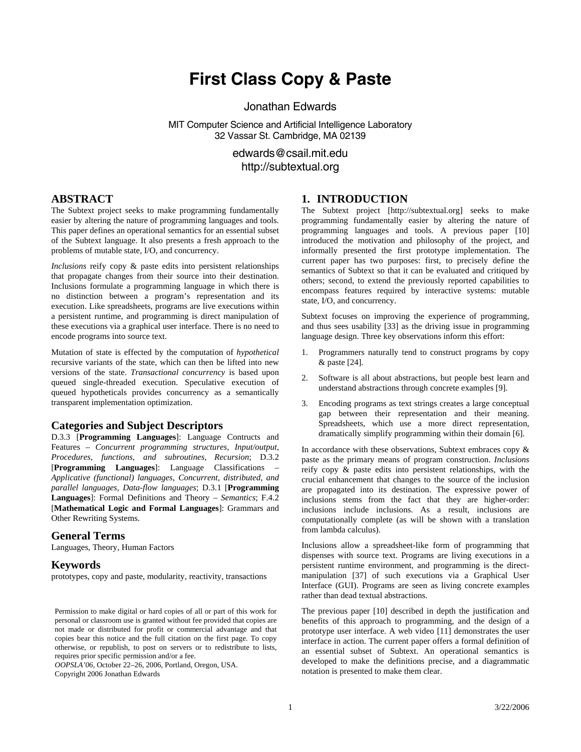# First Class Copy & Paste

Jonathan Edwards

MIT Computer Science and Artificial Intelligence Laboratory
32 Vassar St. Cambridge, MA 02139

edwards@csail.mit.edu
http://subtextual.org

## ABSTRACT

The Subtext project seeks to make programming fundamentally easier by altering the nature of programming languages and tools. This paper defines an operational semantics for an essential subset of the Subtext language. It also presents a fresh approach to the problems of mutable state, I/O, and concurrency.

*Inclusions* reify copy & paste edits into persistent relationships that propagate changes from their source into their destination. Inclusions formulate a programming language in which there is no distinction between a program's representation and its execution. Like spreadsheets, programs are live executions within a persistent runtime, and programming is direct manipulation of these executions via a graphical user interface. There is no need to encode programs into source text.

Mutation of state is effected by the computation of *hypothetical* recursive variants of the state, which can then be lifted into new versions of the state. *Transactional concurrency* is based upon queued single-threaded execution. Speculative execution of queued hypotheticals provides concurrency as a semantically transparent implementation optimization.

### Categories and Subject Descriptors

D.3.3 [**Programming Languages**]: Language Contructs and Features – *Concurrent programming structures, Input/output, Procedures, functions, and subroutines, Recursion*; D.3.2 [**Programming Languages**]: Language Classifications – *Applicative (functional) languages, Concurrent, distributed, and parallel languages, Data-flow languages*; D.3.1 [**Programming Languages**]: Formal Definitions and Theory – *Semantics*; F.4.2 [**Mathematical Logic and Formal Languages**]: Grammars and Other Rewriting Systems.

### General Terms

Languages, Theory, Human Factors

### Keywords

prototypes, copy and paste, modularity, reactivity, transactions

Permission to make digital or hard copies of all or part of this work for personal or classroom use is granted without fee provided that copies are not made or distributed for profit or commercial advantage and that copies bear this notice and the full citation on the first page. To copy otherwise, or republish, to post on servers or to redistribute to lists, requires prior specific permission and/or a fee.
*OOPSLA'06*, October 22–26, 2006, Portland, Oregon, USA.
Copyright 2006 Jonathan Edwards

## 1. INTRODUCTION

The Subtext project [http://subtextual.org] seeks to make programming fundamentally easier by altering the nature of programming languages and tools. A previous paper [10] introduced the motivation and philosophy of the project, and informally presented the first prototype implementation. The current paper has two purposes: first, to precisely define the semantics of Subtext so that it can be evaluated and critiqued by others; second, to extend the previously reported capabilities to encompass features required by interactive systems: mutable state, I/O, and concurrency.

Subtext focuses on improving the experience of programming, and thus sees usability [33] as the driving issue in programming language design. Three key observations inform this effort:

1. Programmers naturally tend to construct programs by copy & paste [24].
2. Software is all about abstractions, but people best learn and understand abstractions through concrete examples [9].
3. Encoding programs as text strings creates a large conceptual gap between their representation and their meaning. Spreadsheets, which use a more direct representation, dramatically simplify programming within their domain [6].

In accordance with these observations, Subtext embraces copy & paste as the primary means of program construction. *Inclusions* reify copy & paste edits into persistent relationships, with the crucial enhancement that changes to the source of the inclusion are propagated into its destination. The expressive power of inclusions stems from the fact that they are higher-order: inclusions include inclusions. As a result, inclusions are computationally complete (as will be shown with a translation from lambda calculus).

Inclusions allow a spreadsheet-like form of programming that dispenses with source text. Programs are living executions in a persistent runtime environment, and programming is the direct-manipulation [37] of such executions via a Graphical User Interface (GUI). Programs are seen as living concrete examples rather than dead textual abstractions.

The previous paper [10] described in depth the justification and benefits of this approach to programming, and the design of a prototype user interface. A web video [11] demonstrates the user interface in action. The current paper offers a formal definition of an essential subset of Subtext. An operational semantics is developed to make the definitions precise, and a diagrammatic notation is presented to make them clear.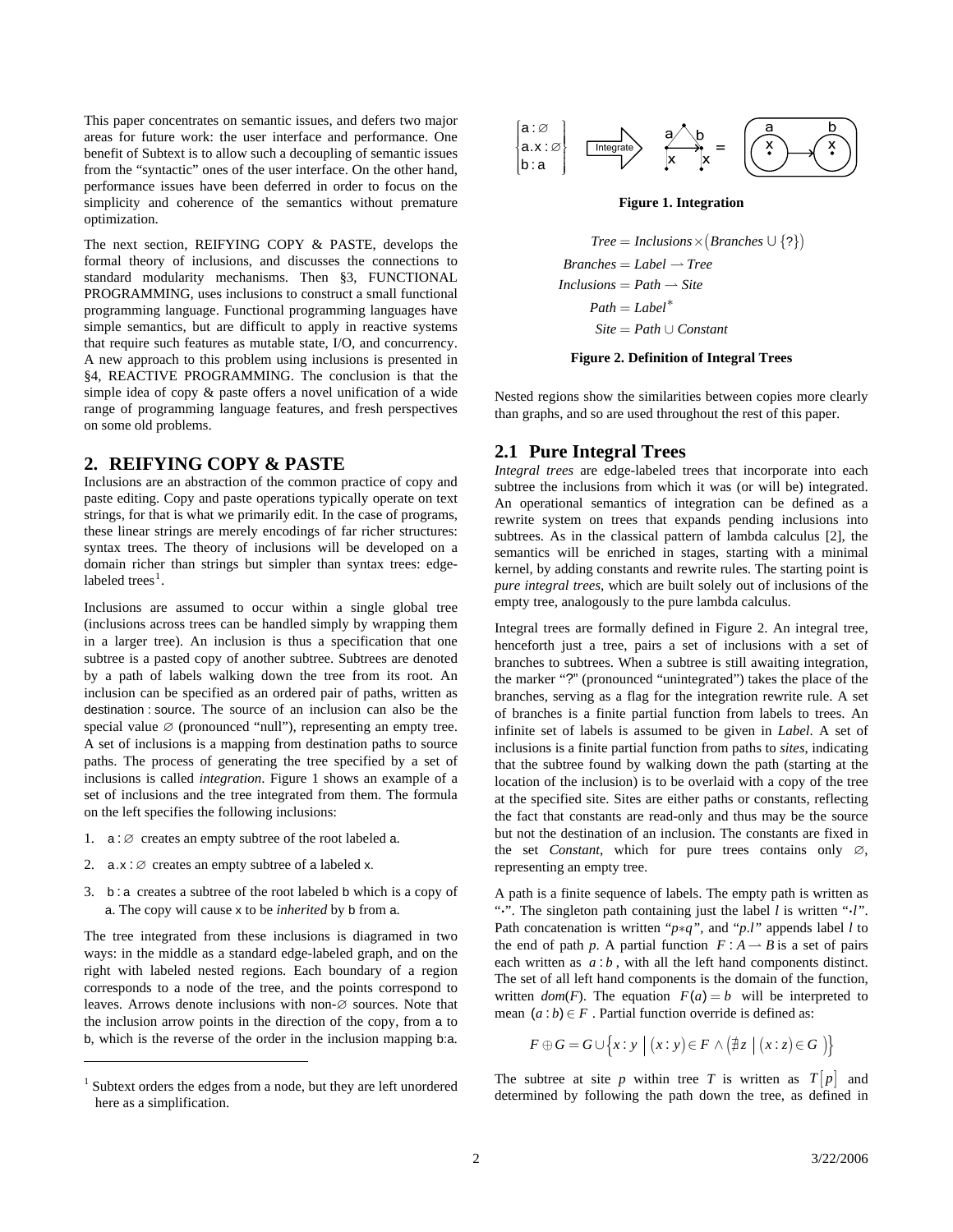This paper concentrates on semantic issues, and defers two major areas for future work: the user interface and performance. One benefit of Subtext is to allow such a decoupling of semantic issues from the "syntactic" ones of the user interface. On the other hand, performance issues have been deferred in order to focus on the simplicity and coherence of the semantics without premature optimization.

The next section, REIFYING COPY & PASTE, develops the formal theory of inclusions, and discusses the connections to standard modularity mechanisms. Then §3, FUNCTIONAL PROGRAMMING, uses inclusions to construct a small functional programming language. Functional programming languages have simple semantics, but are difficult to apply in reactive systems that require such features as mutable state, I/O, and concurrency. A new approach to this problem using inclusions is presented in §4, REACTIVE PROGRAMMING. The conclusion is that the simple idea of copy & paste offers a novel unification of a wide range of programming language features, and fresh perspectives on some old problems.

## 2. REIFYING COPY & PASTE

Inclusions are an abstraction of the common practice of copy and paste editing. Copy and paste operations typically operate on text strings, for that is what we primarily edit. In the case of programs, these linear strings are merely encodings of far richer structures: syntax trees. The theory of inclusions will be developed on a domain richer than strings but simpler than syntax trees: edge-labeled trees[1].

Inclusions are assumed to occur within a single global tree (inclusions across trees can be handled simply by wrapping them in a larger tree). An inclusion is thus a specification that one subtree is a pasted copy of another subtree. Subtrees are denoted by a path of labels walking down the tree from its root. An inclusion can be specified as an ordered pair of paths, written as $\mathsf{destination} : \mathsf{source}$. The source of an inclusion can also be the special value $\varnothing$ (pronounced "null"), representing an empty tree. A set of inclusions is a mapping from destination paths to source paths. The process of generating the tree specified by a set of inclusions is called *integration*. Figure 1 shows an example of a set of inclusions and the tree integrated from them. The formula on the left specifies the following inclusions:

1. $\mathsf{a} : \varnothing$ creates an empty subtree of the root labeled $\mathsf{a}$.
2. $\mathsf{a.x} : \varnothing$ creates an empty subtree of $\mathsf{a}$ labeled $\mathsf{x}$.
3. $\mathsf{b} : \mathsf{a}$ creates a subtree of the root labeled $\mathsf{b}$ which is a copy of $\mathsf{a}$. The copy will cause $\mathsf{x}$ to be *inherited* by $\mathsf{b}$ from $\mathsf{a}$.

The tree integrated from these inclusions is diagramed in two ways: in the middle as a standard edge-labeled graph, and on the right with labeled nested regions. Each boundary of a region corresponds to a node of the tree, and the points correspond to leaves. Arrows denote inclusions with non-$\varnothing$ sources. Note that the inclusion arrow points in the direction of the copy, from $\mathsf{a}$ to $\mathsf{b}$, which is the reverse of the order in the inclusion mapping $\mathsf{b{:}a}$.

[1] Subtext orders the edges from a node, but they are left unordered here as a simplification.

$$\begin{Bmatrix} \mathsf{a} : \varnothing \\ \mathsf{a.x} : \varnothing \\ \mathsf{b} : \mathsf{a} \end{Bmatrix}$$

**Figure 1. Integration**

$$\begin{aligned} Tree &= Inclusions \times \left(Branches \cup \{?\}\right) \\ Branches &= Label \rightharpoonup Tree \\ Inclusions &= Path \rightharpoonup Site \\ Path &= Label^{*} \\ Site &= Path \cup Constant \end{aligned}$$

**Figure 2. Definition of Integral Trees**

Nested regions show the similarities between copies more clearly than graphs, and so are used throughout the rest of this paper.

### 2.1 Pure Integral Trees

*Integral trees* are edge-labeled trees that incorporate into each subtree the inclusions from which it was (or will be) integrated. An operational semantics of integration can be defined as a rewrite system on trees that expands pending inclusions into subtrees. As in the classical pattern of lambda calculus [2], the semantics will be enriched in stages, starting with a minimal kernel, by adding constants and rewrite rules. The starting point is *pure integral trees*, which are built solely out of inclusions of the empty tree, analogously to the pure lambda calculus.

Integral trees are formally defined in Figure 2. An integral tree, henceforth just a tree, pairs a set of inclusions with a set of branches to subtrees. When a subtree is still awaiting integration, the marker "?" (pronounced "unintegrated") takes the place of the branches, serving as a flag for the integration rewrite rule. A set of branches is a finite partial function from labels to trees. An infinite set of labels is assumed to be given in *Label*. A set of inclusions is a finite partial function from paths to *sites*, indicating that the subtree found by walking down the path (starting at the location of the inclusion) is to be overlaid with a copy of the tree at the specified site. Sites are either paths or constants, reflecting the fact that constants are read-only and thus may be the source but not the destination of an inclusion. The constants are fixed in the set *Constant*, which for pure trees contains only $\varnothing$, representing an empty tree.

A path is a finite sequence of labels. The empty path is written as "$\cdot$". The singleton path containing just the label $l$ is written "$\cdot l$". Path concatenation is written "$p{*}q$", and "$p.l$" appends label $l$ to the end of path $p$. A partial function $F : A \rightharpoonup B$ is a set of pairs each written as $a : b$, with all the left hand components distinct. The set of all left hand components is the domain of the function, written $dom(F)$. The equation $F(a) = b$ will be interpreted to mean $(a : b) \in F$. Partial function override is defined as:

$$F \oplus G = G \cup \left\{ x : y \;\middle|\; (x : y) \in F \wedge \left( \nexists z \;\middle|\; (x : z) \in G \right) \right\}$$

The subtree at site $p$ within tree $T$ is written as $T[p]$ and determined by following the path down the tree, as defined in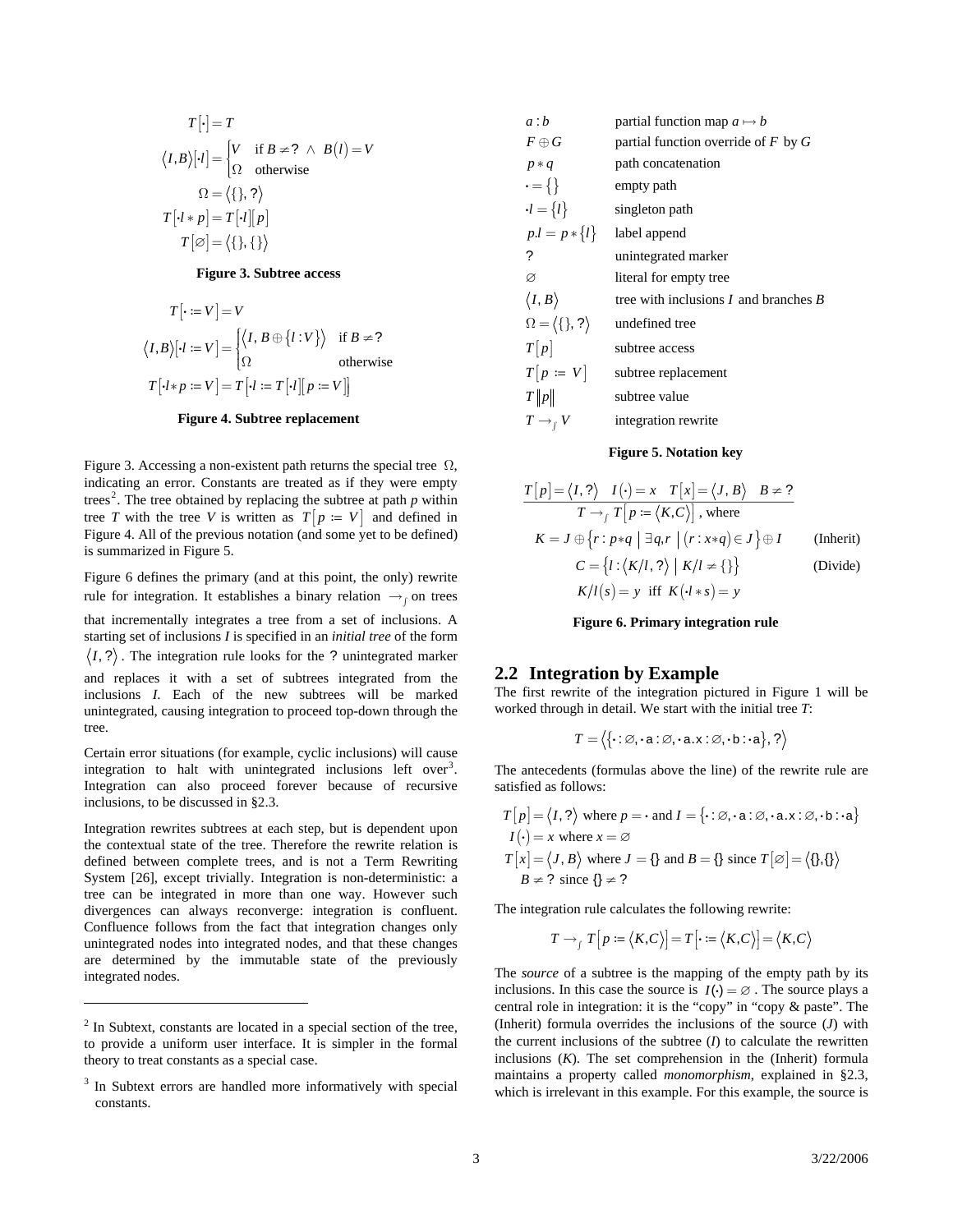$$T[\cdot] = T$$

$$\langle I,B\rangle[\cdot l] = \begin{cases} V & \text{if } B \neq ? \ \wedge \ B(l) = V \\ \Omega & \text{otherwise} \end{cases}$$

$$\Omega = \langle \{\}, ? \rangle$$

$$T[\cdot l * p] = T[\cdot l][p]$$

$$T[\varnothing] = \langle \{\}, \{\} \rangle$$

**Figure 3. Subtree access**

$$T[\cdot := V] = V$$

$$\langle I,B\rangle[\cdot l := V] = \begin{cases} \langle I, B \oplus \{l : V\} \rangle & \text{if } B \neq ? \\ \Omega & \text{otherwise} \end{cases}$$

$$T[\cdot l * p := V] = T[\cdot l := T[\cdot l][p := V]]$$

**Figure 4. Subtree replacement**

Figure 3. Accessing a non-existent path returns the special tree $\Omega$, indicating an error. Constants are treated as if they were empty trees[2]. The tree obtained by replacing the subtree at path $p$ within tree $T$ with the tree $V$ is written as $T[p := V]$ and defined in Figure 4. All of the previous notation (and some yet to be defined) is summarized in Figure 5.

Figure 6 defines the primary (and at this point, the only) rewrite rule for integration. It establishes a binary relation $\rightarrow_{\int}$ on trees that incrementally integrates a tree from a set of inclusions. A starting set of inclusions $I$ is specified in an *initial tree* of the form $\langle I, ? \rangle$. The integration rule looks for the ? unintegrated marker and replaces it with a set of subtrees integrated from the inclusions $I$. Each of the new subtrees will be marked unintegrated, causing integration to proceed top-down through the tree.

Certain error situations (for example, cyclic inclusions) will cause integration to halt with unintegrated inclusions left over[3]. Integration can also proceed forever because of recursive inclusions, to be discussed in §2.3.

Integration rewrites subtrees at each step, but is dependent upon the contextual state of the tree. Therefore the rewrite relation is defined between complete trees, and is not a Term Rewriting System [26], except trivially. Integration is non-deterministic: a tree can be integrated in more than one way. However such divergences can always reconverge: integration is confluent. Confluence follows from the fact that integration changes only unintegrated nodes into integrated nodes, and that these changes are determined by the immutable state of the previously integrated nodes.

[2] In Subtext, constants are located in a special section of the tree, to provide a uniform user interface. It is simpler in the formal theory to treat constants as a special case.

[3] In Subtext errors are handled more informatively with special constants.

| | |
|---|---|
| $a : b$ | partial function map $a \mapsto b$ |
| $F \oplus G$ | partial function override of $F$ by $G$ |
| $p * q$ | path concatenation |
| $\cdot = \{\}$ | empty path |
| $\cdot l = \{l\}$ | singleton path |
| $p.l = p * \{l\}$ | label append |
| ? | unintegrated marker |
| $\varnothing$ | literal for empty tree |
| $\langle I, B \rangle$ | tree with inclusions $I$ and branches $B$ |
| $\Omega = \langle \{\}, ? \rangle$ | undefined tree |
| $T[p]$ | subtree access |
| $T[p := V]$ | subtree replacement |
| $T\|p\|$ | subtree value |
| $T \rightarrow_{\int} V$ | integration rewrite |

**Figure 5. Notation key**

$$\frac{T[p] = \langle I, ? \rangle \quad I(\cdot) = x \quad T[x] = \langle J, B \rangle \quad B \neq ?}{T \rightarrow_{\int} T[p := \langle K, C \rangle] \text{, where}}$$

$$K = J \oplus \{ r : p*q \mid \exists q, r \mid (r : x*q) \in J \} \oplus I \qquad \text{(Inherit)}$$

$$C = \{ l : \langle K/l, ? \rangle \mid K/l \neq \{\} \} \qquad \text{(Divide)}$$

$$K/l(s) = y \ \text{ iff } \ K(\cdot l * s) = y$$

**Figure 6. Primary integration rule**

## 2.2 Integration by Example

The first rewrite of the integration pictured in Figure 1 will be worked through in detail. We start with the initial tree $T$:

$$T = \langle \{ \cdot : \varnothing, \cdot \mathsf{a} : \varnothing, \cdot \mathsf{a.x} : \varnothing, \cdot \mathsf{b} : \cdot \mathsf{a} \}, ? \rangle$$

The antecedents (formulas above the line) of the rewrite rule are satisfied as follows:

$T[p] = \langle I, ? \rangle$ where $p = \cdot$ and $I = \{ \cdot : \varnothing, \cdot \mathsf{a} : \varnothing, \cdot \mathsf{a.x} : \varnothing, \cdot \mathsf{b} : \cdot \mathsf{a} \}$

$I(\cdot) = x$ where $x = \varnothing$

$T[x] = \langle J, B \rangle$ where $J = \{\}$ and $B = \{\}$ since $T[\varnothing] = \langle \{\}, \{\} \rangle$

$B \neq ?$ since $\{\} \neq ?$

The integration rule calculates the following rewrite:

$$T \rightarrow_{\int} T[p := \langle K, C \rangle] = T[\cdot := \langle K, C \rangle] = \langle K, C \rangle$$

The *source* of a subtree is the mapping of the empty path by its inclusions. In this case the source is $I(\cdot) = \varnothing$. The source plays a central role in integration: it is the "copy" in "copy & paste". The (Inherit) formula overrides the inclusions of the source ($J$) with the current inclusions of the subtree ($I$) to calculate the rewritten inclusions ($K$). The set comprehension in the (Inherit) formula maintains a property called *monomorphism*, explained in §2.3, which is irrelevant in this example. For this example, the source is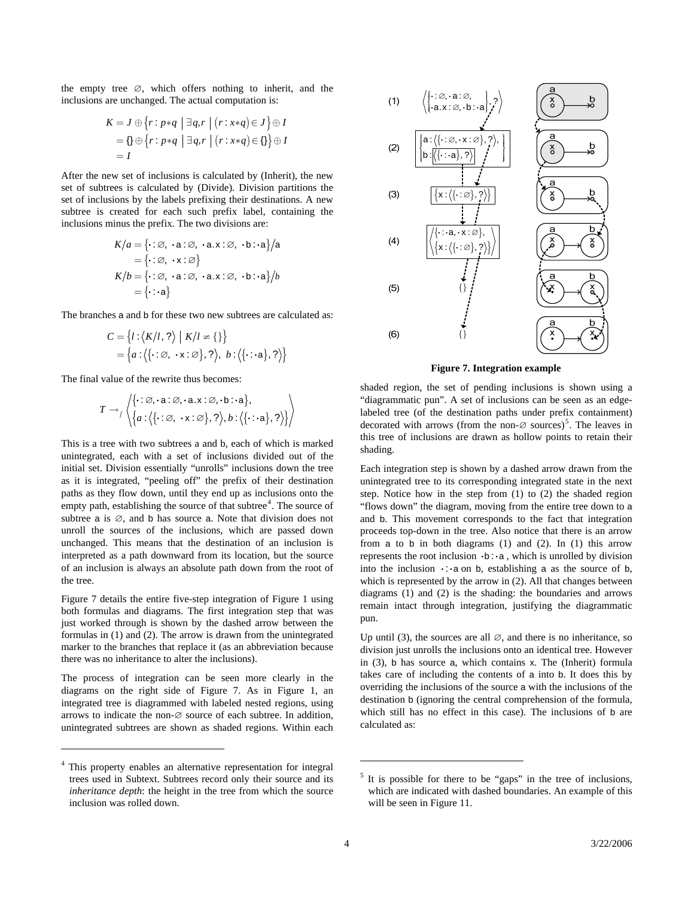the empty tree $\varnothing$, which offers nothing to inherit, and the inclusions are unchanged. The actual computation is:

$$\begin{aligned} K &= J \oplus \left\{ r : p{*}q \;\middle|\; \exists q,r \;\middle|\; (r : x{*}q) \in J \right\} \oplus I \\ &= \{\} \oplus \left\{ r : p{*}q \;\middle|\; \exists q,r \;\middle|\; (r : x{*}q) \in \{\} \right\} \oplus I \\ &= I \end{aligned}$$

After the new set of inclusions is calculated by (Inherit), the new set of subtrees is calculated by (Divide). Division partitions the set of inclusions by the labels prefixing their destinations. A new subtree is created for each such prefix label, containing the inclusions minus the prefix. The two divisions are:

$$\begin{aligned} K/a &= \left\{ \cdot : \varnothing,\ \cdot\mathsf{a} : \varnothing,\ \cdot\mathsf{a.x} : \varnothing,\ \cdot\mathsf{b} : \cdot\mathsf{a} \right\} / \mathsf{a} \\ &= \left\{ \cdot : \varnothing,\ \cdot\mathsf{x} : \varnothing \right\} \\ K/b &= \left\{ \cdot : \varnothing,\ \cdot\mathsf{a} : \varnothing,\ \cdot\mathsf{a.x} : \varnothing,\ \cdot\mathsf{b} : \cdot\mathsf{a} \right\} / b \\ &= \left\{ \cdot : \cdot\mathsf{a} \right\} \end{aligned}$$

The branches a and b for these two new subtrees are calculated as:

$$\begin{aligned} C &= \left\{ l : \langle K/l, ? \rangle \;\middle|\; K/l \neq \{\} \right\} \\ &= \left\{ a : \left\langle \left\{ \cdot : \varnothing,\ \cdot\mathsf{x} : \varnothing \right\}, ? \right\rangle,\ b : \left\langle \left\{ \cdot : \cdot\mathsf{a} \right\}, ? \right\rangle \right\} \end{aligned}$$

The final value of the rewrite thus becomes:

$$T \to_{\int} \left\langle \begin{array}{l} \left\{ \cdot : \varnothing, \cdot\mathsf{a} : \varnothing, \cdot\mathsf{a.x} : \varnothing, \cdot\mathsf{b} : \cdot\mathsf{a} \right\}, \\ \left\{ a : \left\langle \left\{ \cdot : \varnothing,\ \cdot\mathsf{x} : \varnothing \right\}, ? \right\rangle, b : \left\langle \left\{ \cdot : \cdot\mathsf{a} \right\}, ? \right\rangle \right\} \end{array} \right\rangle$$

This is a tree with two subtrees a and b, each of which is marked unintegrated, each with a set of inclusions divided out of the initial set. Division essentially "unrolls" inclusions down the tree as it is integrated, "peeling off" the prefix of their destination paths as they flow down, until they end up as inclusions onto the empty path, establishing the source of that subtree[4]. The source of subtree a is $\varnothing$, and b has source a. Note that division does not unroll the sources of the inclusions, which are passed down unchanged. This means that the destination of an inclusion is interpreted as a path downward from its location, but the source of an inclusion is always an absolute path down from the root of the tree.

Figure 7 details the entire five-step integration of Figure 1 using both formulas and diagrams. The first integration step that was just worked through is shown by the dashed arrow between the formulas in (1) and (2). The arrow is drawn from the unintegrated marker to the branches that replace it (as an abbreviation because there was no inheritance to alter the inclusions).

The process of integration can be seen more clearly in the diagrams on the right side of Figure 7. As in Figure 1, an integrated tree is diagrammed with labeled nested regions, using arrows to indicate the non-$\varnothing$ source of each subtree. In addition, unintegrated subtrees are shown as shaded regions. Within each shaded region, the set of pending inclusions is shown using a "diagrammatic pun". A set of inclusions can be seen as an edge-labeled tree (of the destination paths under prefix containment) decorated with arrows (from the non-$\varnothing$ sources)[5]. The leaves in this tree of inclusions are drawn as hollow points to retain their shading.

**Figure 7. Integration example**

Each integration step is shown by a dashed arrow drawn from the unintegrated tree to its corresponding integrated state in the next step. Notice how in the step from (1) to (2) the shaded region "flows down" the diagram, moving from the entire tree down to a and b. This movement corresponds to the fact that integration proceeds top-down in the tree. Also notice that there is an arrow from a to b in both diagrams (1) and (2). In (1) this arrow represents the root inclusion $\cdot\mathsf{b} : \cdot\mathsf{a}$, which is unrolled by division into the inclusion $\cdot : \cdot\mathsf{a}$ on b, establishing a as the source of b, which is represented by the arrow in (2). All that changes between diagrams (1) and (2) is the shading: the boundaries and arrows remain intact through integration, justifying the diagrammatic pun.

Up until (3), the sources are all $\varnothing$, and there is no inheritance, so division just unrolls the inclusions onto an identical tree. However in (3), b has source a, which contains x. The (Inherit) formula takes care of including the contents of a into b. It does this by overriding the inclusions of the source a with the inclusions of the destination b (ignoring the central comprehension of the formula, which still has no effect in this case). The inclusions of b are calculated as:

[4] This property enables an alternative representation for integral trees used in Subtext. Subtrees record only their source and its *inheritance depth*: the height in the tree from which the source inclusion was rolled down.

[5] It is possible for there to be "gaps" in the tree of inclusions, which are indicated with dashed boundaries. An example of this will be seen in Figure 11.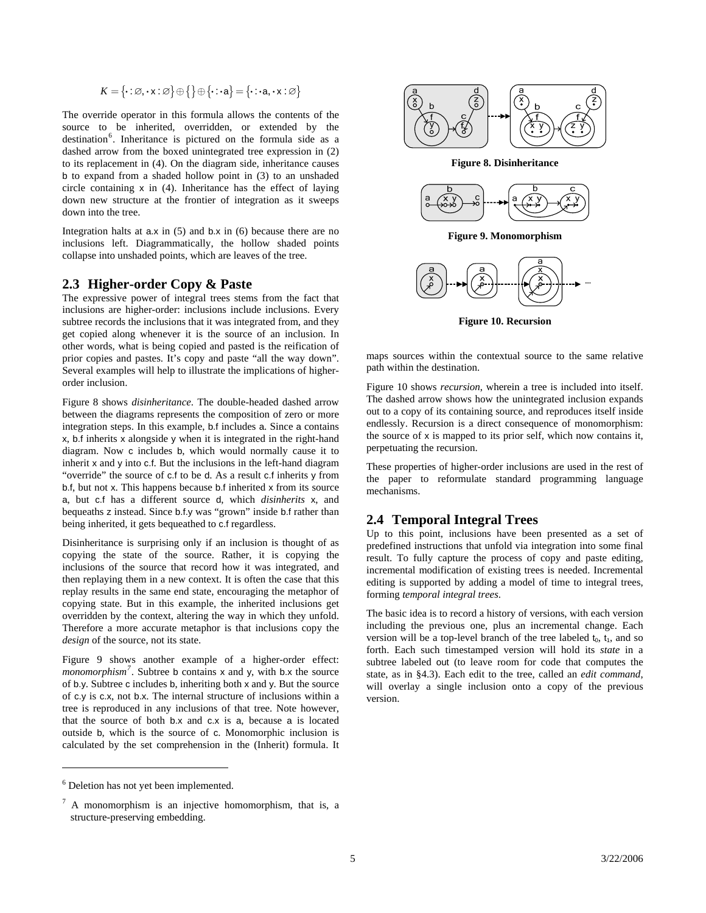$$K = \{\cdot : \varnothing, \cdot x : \varnothing\} \oplus \{\} \oplus \{\cdot : \cdot a\} = \{\cdot : \cdot a, \cdot x : \varnothing\}$$

The override operator in this formula allows the contents of the source to be inherited, overridden, or extended by the destination[6]. Inheritance is pictured on the formula side as a dashed arrow from the boxed unintegrated tree expression in (2) to its replacement in (4). On the diagram side, inheritance causes b to expand from a shaded hollow point in (3) to an unshaded circle containing x in (4). Inheritance has the effect of laying down new structure at the frontier of integration as it sweeps down into the tree.

Integration halts at a.x in (5) and b.x in (6) because there are no inclusions left. Diagrammatically, the hollow shaded points collapse into unshaded points, which are leaves of the tree.

## 2.3 Higher-order Copy & Paste

The expressive power of integral trees stems from the fact that inclusions are higher-order: inclusions include inclusions. Every subtree records the inclusions that it was integrated from, and they get copied along whenever it is the source of an inclusion. In other words, what is being copied and pasted is the reification of prior copies and pastes. It's copy and paste "all the way down". Several examples will help to illustrate the implications of higher-order inclusion.

Figure 8 shows *disinheritance*. The double-headed dashed arrow between the diagrams represents the composition of zero or more integration steps. In this example, b.f includes a. Since a contains x, b.f inherits x alongside y when it is integrated in the right-hand diagram. Now c includes b, which would normally cause it to inherit x and y into c.f. But the inclusions in the left-hand diagram "override" the source of c.f to be d. As a result c.f inherits y from b.f, but not x. This happens because b.f inherited x from its source a, but c.f has a different source d, which *disinherits* x, and bequeaths z instead. Since b.f.y was "grown" inside b.f rather than being inherited, it gets bequeathed to c.f regardless.

Disinheritance is surprising only if an inclusion is thought of as copying the state of the source. Rather, it is copying the inclusions of the source that record how it was integrated, and then replaying them in a new context. It is often the case that this replay results in the same end state, encouraging the metaphor of copying state. But in this example, the inherited inclusions get overridden by the context, altering the way in which they unfold. Therefore a more accurate metaphor is that inclusions copy the *design* of the source, not its state.

Figure 9 shows another example of a higher-order effect: *monomorphism*[7]. Subtree b contains x and y, with b.x the source of b.y. Subtree c includes b, inheriting both x and y. But the source of c.y is c.x, not b.x. The internal structure of inclusions within a tree is reproduced in any inclusions of that tree. Note however, that the source of both b.x and c.x is a, because a is located outside b, which is the source of c. Monomorphic inclusion is calculated by the set comprehension in the (Inherit) formula. It maps sources within the contextual source to the same relative path within the destination.

**Figure 8. Disinheritance**

**Figure 9. Monomorphism**

**Figure 10. Recursion**

Figure 10 shows *recursion*, wherein a tree is included into itself. The dashed arrow shows how the unintegrated inclusion expands out to a copy of its containing source, and reproduces itself inside endlessly. Recursion is a direct consequence of monomorphism: the source of x is mapped to its prior self, which now contains it, perpetuating the recursion.

These properties of higher-order inclusions are used in the rest of the paper to reformulate standard programming language mechanisms.

## 2.4 Temporal Integral Trees

Up to this point, inclusions have been presented as a set of predefined instructions that unfold via integration into some final result. To fully capture the process of copy and paste editing, incremental modification of existing trees is needed. Incremental editing is supported by adding a model of time to integral trees, forming *temporal integral trees*.

The basic idea is to record a history of versions, with each version including the previous one, plus an incremental change. Each version will be a top-level branch of the tree labeled $t_0$, $t_1$, and so forth. Each such timestamped version will hold its *state* in a subtree labeled out (to leave room for code that computes the state, as in §4.3). Each edit to the tree, called an *edit command*, will overlay a single inclusion onto a copy of the previous version.

---

[6] Deletion has not yet been implemented.

[7] A monomorphism is an injective homomorphism, that is, a structure-preserving embedding.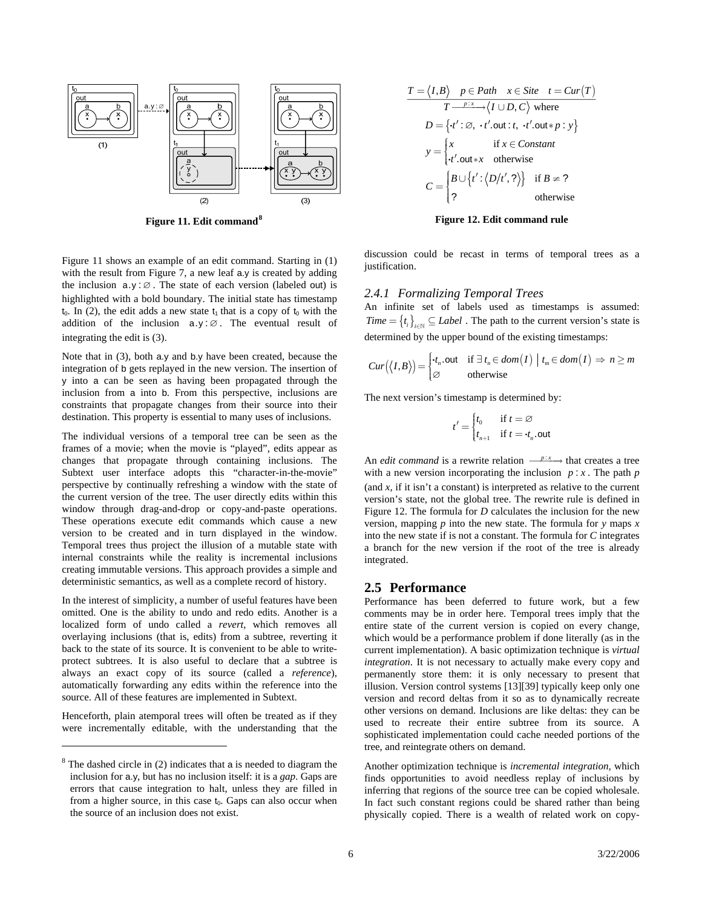Figure 11. Edit command[8]

$$\frac{T=\langle I,B\rangle \quad p\in Path \quad x\in Site \quad t=Cur(T)}{T \xrightarrow{p:x} \langle I\cup D, C\rangle \text{ where}}$$

$$D=\left\{\cdot t':\varnothing,\ \cdot t'.\mathsf{out}:t,\ \cdot t'.\mathsf{out}*p:y\right\}$$

$$y=\begin{cases} x & \text{if } x\in Constant \\ \cdot t'.\mathsf{out}*x & \text{otherwise}\end{cases}$$

$$C=\begin{cases} B\cup\left\{t':\langle D/t',?\rangle\right\} & \text{if } B\neq ? \\ ? & \text{otherwise}\end{cases}$$

Figure 12. Edit command rule

Figure 11 shows an example of an edit command. Starting in (1) with the result from Figure 7, a new leaf a.y is created by adding the inclusion $\mathsf{a.y}:\varnothing$. The state of each version (labeled out) is highlighted with a bold boundary. The initial state has timestamp $t_0$. In (2), the edit adds a new state $t_1$ that is a copy of $t_0$ with the addition of the inclusion $\mathsf{a.y}:\varnothing$. The eventual result of integrating the edit is (3).

Note that in (3), both a.y and b.y have been created, because the integration of b gets replayed in the new version. The insertion of y into a can be seen as having been propagated through the inclusion from a into b. From this perspective, inclusions are constraints that propagate changes from their source into their destination. This property is essential to many uses of inclusions.

The individual versions of a temporal tree can be seen as the frames of a movie; when the movie is "played", edits appear as changes that propagate through containing inclusions. The Subtext user interface adopts this "character-in-the-movie" perspective by continually refreshing a window with the state of the current version of the tree. The user directly edits within this window through drag-and-drop or copy-and-paste operations. These operations execute edit commands which cause a new version to be created and in turn displayed in the window. Temporal trees thus project the illusion of a mutable state with internal constraints while the reality is incremental inclusions creating immutable versions. This approach provides a simple and deterministic semantics, as well as a complete record of history.

In the interest of simplicity, a number of useful features have been omitted. One is the ability to undo and redo edits. Another is a localized form of undo called a *revert*, which removes all overlaying inclusions (that is, edits) from a subtree, reverting it back to the state of its source. It is convenient to be able to write-protect subtrees. It is also useful to declare that a subtree is always an exact copy of its source (called a *reference*), automatically forwarding any edits within the reference into the source. All of these features are implemented in Subtext.

Henceforth, plain atemporal trees will often be treated as if they were incrementally editable, with the understanding that the discussion could be recast in terms of temporal trees as a justification.

[8] The dashed circle in (2) indicates that a is needed to diagram the inclusion for a.y, but has no inclusion itself: it is a *gap*. Gaps are errors that cause integration to halt, unless they are filled in from a higher source, in this case $t_0$. Gaps can also occur when the source of an inclusion does not exist.

### 2.4.1 Formalizing Temporal Trees

An infinite set of labels used as timestamps is assumed: $Time=\{t_i\}_{i\in\mathbb{N}}\subseteq Label$. The path to the current version's state is determined by the upper bound of the existing timestamps:

$$Cur(\langle I,B\rangle)=\begin{cases}\cdot t_n.\mathsf{out} & \text{if } \exists\, t_n\in dom(I)\mid t_m\in dom(I)\Rightarrow n\geq m \\ \varnothing & \text{otherwise}\end{cases}$$

The next version's timestamp is determined by:

$$t'=\begin{cases} t_0 & \text{if } t=\varnothing \\ t_{n+1} & \text{if } t=\cdot t_n.\mathsf{out}\end{cases}$$

An *edit command* is a rewrite relation $\xrightarrow{p:x}$ that creates a tree with a new version incorporating the inclusion $p:x$. The path *p* (and *x*, if it isn't a constant) is interpreted as relative to the current version's state, not the global tree. The rewrite rule is defined in Figure 12. The formula for *D* calculates the inclusion for the new version, mapping *p* into the new state. The formula for *y* maps *x* into the new state if is not a constant. The formula for *C* integrates a branch for the new version if the root of the tree is already integrated.

## 2.5 Performance

Performance has been deferred to future work, but a few comments may be in order here. Temporal trees imply that the entire state of the current version is copied on every change, which would be a performance problem if done literally (as in the current implementation). A basic optimization technique is *virtual integration*. It is not necessary to actually make every copy and permanently store them: it is only necessary to present that illusion. Version control systems [13][39] typically keep only one version and record deltas from it so as to dynamically recreate other versions on demand. Inclusions are like deltas: they can be used to recreate their entire subtree from its source. A sophisticated implementation could cache needed portions of the tree, and reintegrate others on demand.

Another optimization technique is *incremental integration,* which finds opportunities to avoid needless replay of inclusions by inferring that regions of the source tree can be copied wholesale. In fact such constant regions could be shared rather than being physically copied. There is a wealth of related work on copy-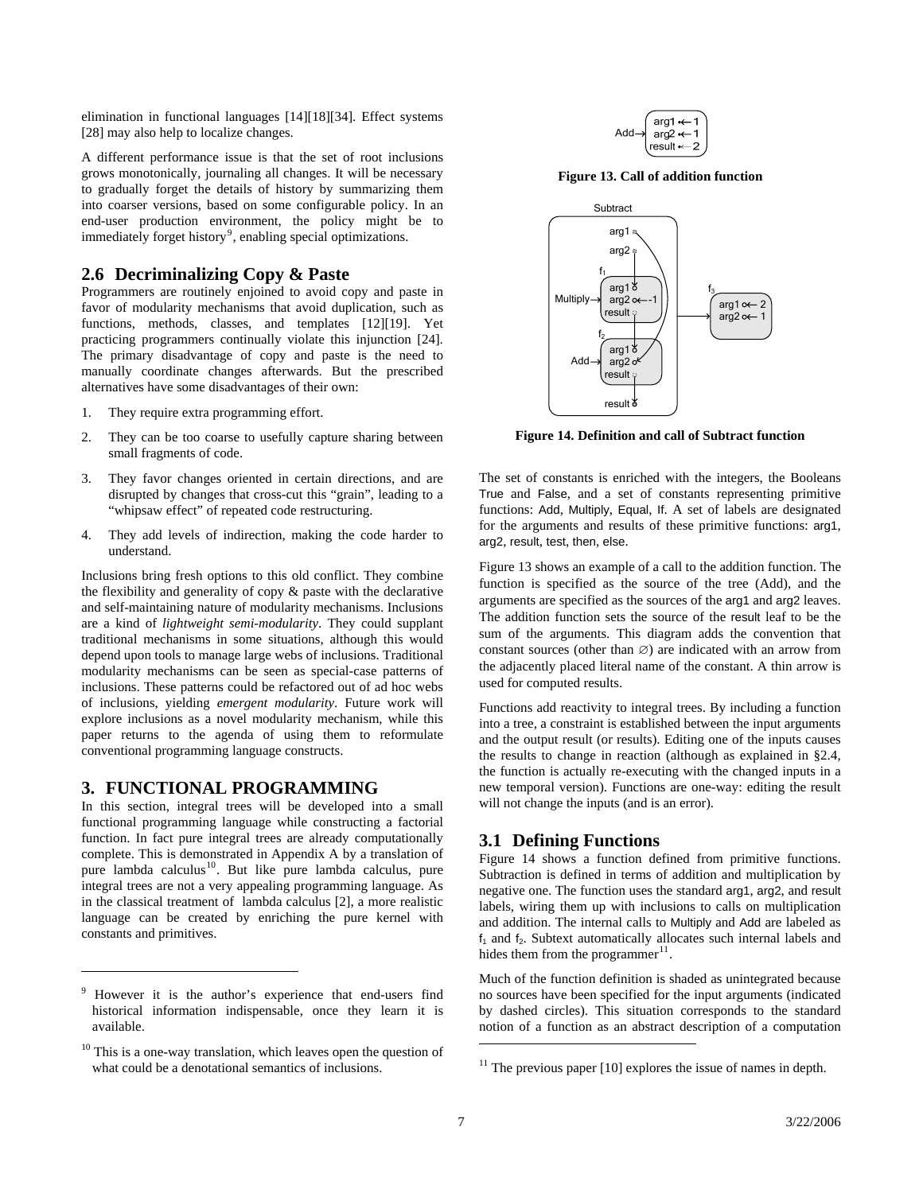elimination in functional languages [14][18][34]. Effect systems [28] may also help to localize changes.

A different performance issue is that the set of root inclusions grows monotonically, journaling all changes. It will be necessary to gradually forget the details of history by summarizing them into coarser versions, based on some configurable policy. In an end-user production environment, the policy might be to immediately forget history[9], enabling special optimizations.

## 2.6 Decriminalizing Copy & Paste

Programmers are routinely enjoined to avoid copy and paste in favor of modularity mechanisms that avoid duplication, such as functions, methods, classes, and templates [12][19]. Yet practicing programmers continually violate this injunction [24]. The primary disadvantage of copy and paste is the need to manually coordinate changes afterwards. But the prescribed alternatives have some disadvantages of their own:

1. They require extra programming effort.
2. They can be too coarse to usefully capture sharing between small fragments of code.
3. They favor changes oriented in certain directions, and are disrupted by changes that cross-cut this "grain", leading to a "whipsaw effect" of repeated code restructuring.
4. They add levels of indirection, making the code harder to understand.

Inclusions bring fresh options to this old conflict. They combine the flexibility and generality of copy & paste with the declarative and self-maintaining nature of modularity mechanisms. Inclusions are a kind of *lightweight semi-modularity*. They could supplant traditional mechanisms in some situations, although this would depend upon tools to manage large webs of inclusions. Traditional modularity mechanisms can be seen as special-case patterns of inclusions. These patterns could be refactored out of ad hoc webs of inclusions, yielding *emergent modularity*. Future work will explore inclusions as a novel modularity mechanism, while this paper returns to the agenda of using them to reformulate conventional programming language constructs.

# 3. FUNCTIONAL PROGRAMMING

In this section, integral trees will be developed into a small functional programming language while constructing a factorial function. In fact pure integral trees are already computationally complete. This is demonstrated in Appendix A by a translation of pure lambda calculus[10]. But like pure lambda calculus, pure integral trees are not a very appealing programming language. As in the classical treatment of lambda calculus [2], a more realistic language can be created by enriching the pure kernel with constants and primitives.

[9] However it is the author's experience that end-users find historical information indispensable, once they learn it is available.

[10] This is a one-way translation, which leaves open the question of what could be a denotational semantics of inclusions.

**Figure 13. Call of addition function**

**Figure 14. Definition and call of Subtract function**

The set of constants is enriched with the integers, the Booleans True and False, and a set of constants representing primitive functions: Add, Multiply, Equal, If. A set of labels are designated for the arguments and results of these primitive functions: arg1, arg2, result, test, then, else.

Figure 13 shows an example of a call to the addition function. The function is specified as the source of the tree (Add), and the arguments are specified as the sources of the arg1 and arg2 leaves. The addition function sets the source of the result leaf to be the sum of the arguments. This diagram adds the convention that constant sources (other than ∅) are indicated with an arrow from the adjacently placed literal name of the constant. A thin arrow is used for computed results.

Functions add reactivity to integral trees. By including a function into a tree, a constraint is established between the input arguments and the output result (or results). Editing one of the inputs causes the results to change in reaction (although as explained in §2.4, the function is actually re-executing with the changed inputs in a new temporal version). Functions are one-way: editing the result will not change the inputs (and is an error).

## 3.1 Defining Functions

Figure 14 shows a function defined from primitive functions. Subtraction is defined in terms of addition and multiplication by negative one. The function uses the standard arg1, arg2, and result labels, wiring them up with inclusions to calls on multiplication and addition. The internal calls to Multiply and Add are labeled as $f_1$ and $f_2$. Subtext automatically allocates such internal labels and hides them from the programmer[11].

Much of the function definition is shaded as unintegrated because no sources have been specified for the input arguments (indicated by dashed circles). This situation corresponds to the standard notion of a function as an abstract description of a computation

[11] The previous paper [10] explores the issue of names in depth.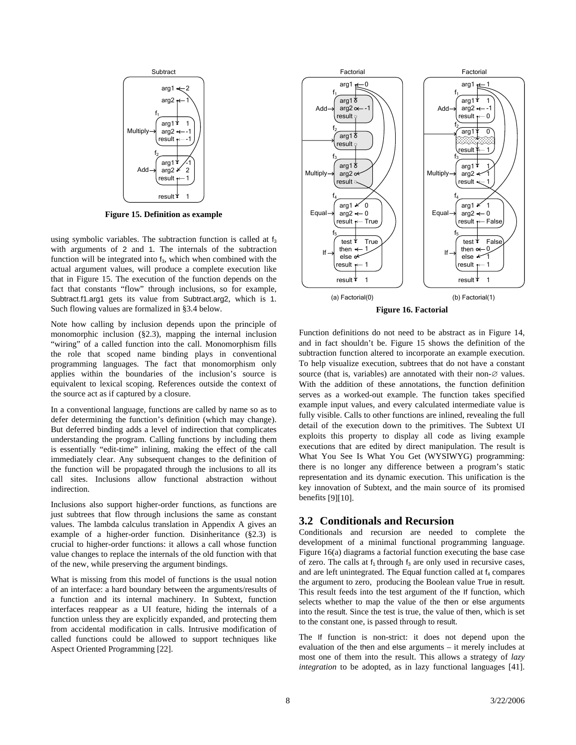**Figure 15. Definition as example**

using symbolic variables. The subtraction function is called at $f_3$ with arguments of 2 and 1. The internals of the subtraction function will be integrated into $f_3$, which when combined with the actual argument values, will produce a complete execution like that in Figure 15. The execution of the function depends on the fact that constants "flow" through inclusions, so for example, Subtract.f1.arg1 gets its value from Subtract.arg2, which is 1. Such flowing values are formalized in §3.4 below.

Note how calling by inclusion depends upon the principle of monomorphic inclusion (§2.3), mapping the internal inclusion "wiring" of a called function into the call. Monomorphism fills the role that scoped name binding plays in conventional programming languages. The fact that monomorphism only applies within the boundaries of the inclusion's source is equivalent to lexical scoping. References outside the context of the source act as if captured by a closure.

In a conventional language, functions are called by name so as to defer determining the function's definition (which may change). But deferred binding adds a level of indirection that complicates understanding the program. Calling functions by including them is essentially "edit-time" inlining, making the effect of the call immediately clear. Any subsequent changes to the definition of the function will be propagated through the inclusions to all its call sites. Inclusions allow functional abstraction without indirection.

Inclusions also support higher-order functions, as functions are just subtrees that flow through inclusions the same as constant values. The lambda calculus translation in Appendix A gives an example of a higher-order function. Disinheritance (§2.3) is crucial to higher-order functions: it allows a call whose function value changes to replace the internals of the old function with that of the new, while preserving the argument bindings.

What is missing from this model of functions is the usual notion of an interface: a hard boundary between the arguments/results of a function and its internal machinery. In Subtext, function interfaces reappear as a UI feature, hiding the internals of a function unless they are explicitly expanded, and protecting them from accidental modification in calls. Intrusive modification of called functions could be allowed to support techniques like Aspect Oriented Programming [22].

(a) Factorial(0) (b) Factorial(1)

**Figure 16. Factorial**

Function definitions do not need to be abstract as in Figure 14, and in fact shouldn't be. Figure 15 shows the definition of the subtraction function altered to incorporate an example execution. To help visualize execution, subtrees that do not have a constant source (that is, variables) are annotated with their non-∅ values. With the addition of these annotations, the function definition serves as a worked-out example. The function takes specified example input values, and every calculated intermediate value is fully visible. Calls to other functions are inlined, revealing the full detail of the execution down to the primitives. The Subtext UI exploits this property to display all code as living example executions that are edited by direct manipulation. The result is What You See Is What You Get (WYSIWYG) programming: there is no longer any difference between a program's static representation and its dynamic execution. This unification is the key innovation of Subtext, and the main source of its promised benefits [9][10].

## 3.2 Conditionals and Recursion

Conditionals and recursion are needed to complete the development of a minimal functional programming language. Figure 16(a) diagrams a factorial function executing the base case of zero. The calls at $f_1$ through $f_3$ are only used in recursive cases, and are left unintegrated. The Equal function called at $f_4$ compares the argument to zero, producing the Boolean value True in result. This result feeds into the test argument of the If function, which selects whether to map the value of the then or else arguments into the result. Since the test is true, the value of then, which is set to the constant one, is passed through to result.

The If function is non-strict: it does not depend upon the evaluation of the then and else arguments – it merely includes at most one of them into the result. This allows a strategy of *lazy integration* to be adopted, as in lazy functional languages [41].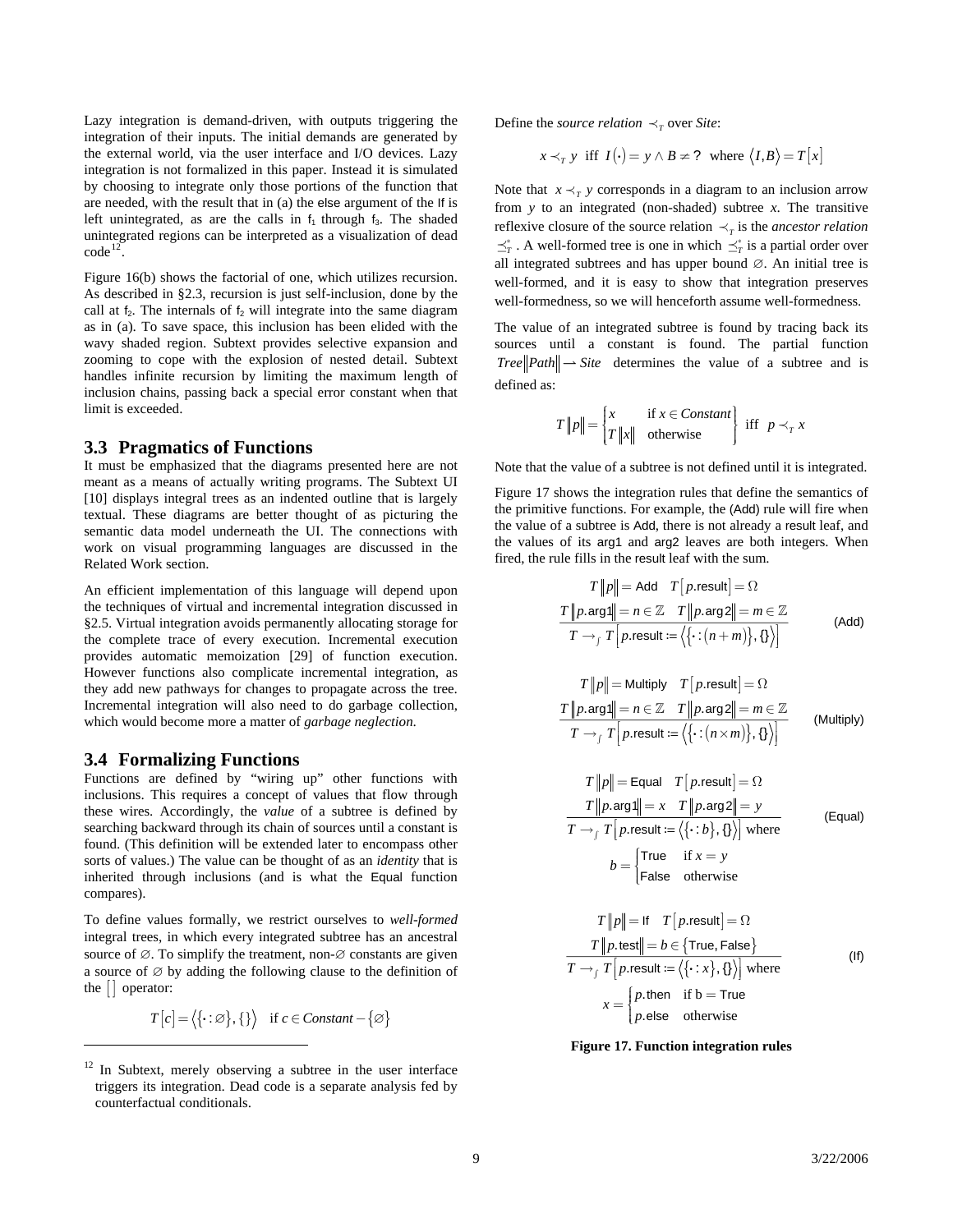Lazy integration is demand-driven, with outputs triggering the integration of their inputs. The initial demands are generated by the external world, via the user interface and I/O devices. Lazy integration is not formalized in this paper. Instead it is simulated by choosing to integrate only those portions of the function that are needed, with the result that in (a) the else argument of the If is left unintegrated, as are the calls in $f_1$ through $f_3$. The shaded unintegrated regions can be interpreted as a visualization of dead code[12].

Figure 16(b) shows the factorial of one, which utilizes recursion. As described in §2.3, recursion is just self-inclusion, done by the call at $f_2$. The internals of $f_2$ will integrate into the same diagram as in (a). To save space, this inclusion has been elided with the wavy shaded region. Subtext provides selective expansion and zooming to cope with the explosion of nested detail. Subtext handles infinite recursion by limiting the maximum length of inclusion chains, passing back a special error constant when that limit is exceeded.

### 3.3 Pragmatics of Functions

It must be emphasized that the diagrams presented here are not meant as a means of actually writing programs. The Subtext UI [10] displays integral trees as an indented outline that is largely textual. These diagrams are better thought of as picturing the semantic data model underneath the UI. The connections with work on visual programming languages are discussed in the Related Work section.

An efficient implementation of this language will depend upon the techniques of virtual and incremental integration discussed in §2.5. Virtual integration avoids permanently allocating storage for the complete trace of every execution. Incremental execution provides automatic memoization [29] of function execution. However functions also complicate incremental integration, as they add new pathways for changes to propagate across the tree. Incremental integration will also need to do garbage collection, which would become more a matter of *garbage neglection.*

### 3.4 Formalizing Functions

Functions are defined by "wiring up" other functions with inclusions. This requires a concept of values that flow through these wires. Accordingly, the *value* of a subtree is defined by searching backward through its chain of sources until a constant is found. (This definition will be extended later to encompass other sorts of values.) The value can be thought of as an *identity* that is inherited through inclusions (and is what the Equal function compares).

To define values formally, we restrict ourselves to *well-formed* integral trees, in which every integrated subtree has an ancestral source of $\varnothing$. To simplify the treatment, non-$\varnothing$ constants are given a source of $\varnothing$ by adding the following clause to the definition of the $[\,]$ operator:

$$T[c] = \langle \{\cdot : \varnothing\}, \{\} \rangle \quad \text{if } c \in \mathit{Constant} - \{\varnothing\}$$

[12] In Subtext, merely observing a subtree in the user interface triggers its integration. Dead code is a separate analysis fed by counterfactual conditionals.

Define the *source relation* $\prec_T$ over *Site*:

$$x \prec_T y \;\text{ iff }\; I(\cdot) = y \wedge B \neq ? \;\text{ where }\; \langle I, B \rangle = T[x]$$

Note that $x \prec_T y$ corresponds in a diagram to an inclusion arrow from $y$ to an integrated (non-shaded) subtree $x$. The transitive reflexive closure of the source relation $\prec_T$ is the *ancestor relation* $\preceq_T^*$. A well-formed tree is one in which $\preceq_T^*$ is a partial order over all integrated subtrees and has upper bound $\varnothing$. An initial tree is well-formed, and it is easy to show that integration preserves well-formedness, so we will henceforth assume well-formedness.

The value of an integrated subtree is found by tracing back its sources until a constant is found. The partial function $\mathit{Tree}\|\mathit{Path}\| \rightharpoonup \mathit{Site}$ determines the value of a subtree and is defined as:

$$T\|p\| = \begin{cases} x & \text{if } x \in \mathit{Constant} \\ T\|x\| & \text{otherwise} \end{cases} \;\text{ iff }\; p \prec_T x$$

Note that the value of a subtree is not defined until it is integrated.

Figure 17 shows the integration rules that define the semantics of the primitive functions. For example, the (Add) rule will fire when the value of a subtree is Add, there is not already a result leaf, and the values of its arg1 and arg2 leaves are both integers. When fired, the rule fills in the result leaf with the sum.

$$\frac{T\|p\| = \mathsf{Add} \quad T[p.\mathsf{result}] = \Omega \qquad T\|p.\mathsf{arg1}\| = n \in \mathbb{Z} \quad T\|p.\mathsf{arg2}\| = m \in \mathbb{Z}}{T \rightarrow_f T\left[p.\mathsf{result} \coloneqq \langle \{\cdot : (n+m)\}, \{\} \rangle\right]} \quad \text{(Add)}$$

$$\frac{T\|p\| = \mathsf{Multiply} \quad T[p.\mathsf{result}] = \Omega \qquad T\|p.\mathsf{arg1}\| = n \in \mathbb{Z} \quad T\|p.\mathsf{arg2}\| = m \in \mathbb{Z}}{T \rightarrow_f T\left[p.\mathsf{result} \coloneqq \langle \{\cdot : (n \times m)\}, \{\} \rangle\right]} \quad \text{(Multiply)}$$

$$\frac{T\|p\| = \mathsf{Equal} \quad T[p.\mathsf{result}] = \Omega \qquad T\|p.\mathsf{arg1}\| = x \quad T\|p.\mathsf{arg2}\| = y}{T \rightarrow_f T\left[p.\mathsf{result} \coloneqq \langle \{\cdot : b\}, \{\} \rangle\right] \text{ where } b = \begin{cases} \mathsf{True} & \text{if } x = y \\ \mathsf{False} & \text{otherwise} \end{cases}} \quad \text{(Equal)}$$

$$\frac{T\|p\| = \mathsf{If} \quad T[p.\mathsf{result}] = \Omega \qquad T\|p.\mathsf{test}\| = b \in \{\mathsf{True}, \mathsf{False}\}}{T \rightarrow_f T\left[p.\mathsf{result} \coloneqq \langle \{\cdot : x\}, \{\} \rangle\right] \text{ where } x = \begin{cases} p.\mathsf{then} & \text{if b} = \mathsf{True} \\ p.\mathsf{else} & \text{otherwise} \end{cases}} \quad \text{(If)}$$

**Figure 17. Function integration rules**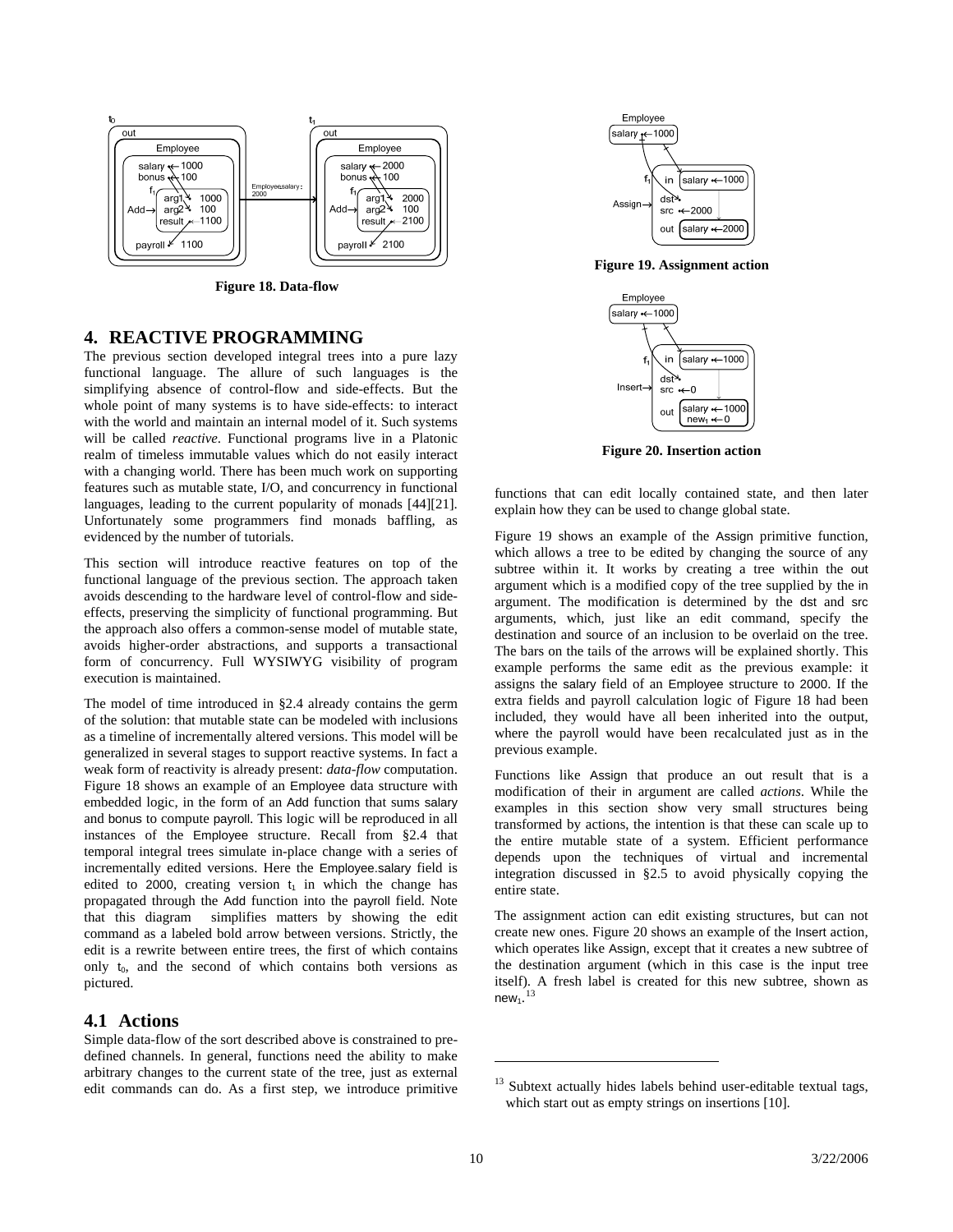Figure 18. Data-flow

## 4. REACTIVE PROGRAMMING

The previous section developed integral trees into a pure lazy functional language. The allure of such languages is the simplifying absence of control-flow and side-effects. But the whole point of many systems is to have side-effects: to interact with the world and maintain an internal model of it. Such systems will be called *reactive*. Functional programs live in a Platonic realm of timeless immutable values which do not easily interact with a changing world. There has been much work on supporting features such as mutable state, I/O, and concurrency in functional languages, leading to the current popularity of monads [44][21]. Unfortunately some programmers find monads baffling, as evidenced by the number of tutorials.

This section will introduce reactive features on top of the functional language of the previous section. The approach taken avoids descending to the hardware level of control-flow and side-effects, preserving the simplicity of functional programming. But the approach also offers a common-sense model of mutable state, avoids higher-order abstractions, and supports a transactional form of concurrency. Full WYSIWYG visibility of program execution is maintained.

The model of time introduced in §2.4 already contains the germ of the solution: that mutable state can be modeled with inclusions as a timeline of incrementally altered versions. This model will be generalized in several stages to support reactive systems. In fact a weak form of reactivity is already present: *data-flow* computation. Figure 18 shows an example of an Employee data structure with embedded logic, in the form of an Add function that sums salary and bonus to compute payroll. This logic will be reproduced in all instances of the Employee structure. Recall from §2.4 that temporal integral trees simulate in-place change with a series of incrementally edited versions. Here the Employee.salary field is edited to 2000, creating version $t_1$ in which the change has propagated through the Add function into the payroll field. Note that this diagram simplifies matters by showing the edit command as a labeled bold arrow between versions. Strictly, the edit is a rewrite between entire trees, the first of which contains only $t_0$, and the second of which contains both versions as pictured.

### 4.1 Actions

Simple data-flow of the sort described above is constrained to pre-defined channels. In general, functions need the ability to make arbitrary changes to the current state of the tree, just as external edit commands can do. As a first step, we introduce primitive functions that can edit locally contained state, and then later explain how they can be used to change global state.

Figure 19. Assignment action

Figure 20. Insertion action

Figure 19 shows an example of the Assign primitive function, which allows a tree to be edited by changing the source of any subtree within it. It works by creating a tree within the out argument which is a modified copy of the tree supplied by the in argument. The modification is determined by the dst and src arguments, which, just like an edit command, specify the destination and source of an inclusion to be overlaid on the tree. The bars on the tails of the arrows will be explained shortly. This example performs the same edit as the previous example: it assigns the salary field of an Employee structure to 2000. If the extra fields and payroll calculation logic of Figure 18 had been included, they would have all been inherited into the output, where the payroll would have been recalculated just as in the previous example.

Functions like Assign that produce an out result that is a modification of their in argument are called *actions*. While the examples in this section show very small structures being transformed by actions, the intention is that these can scale up to the entire mutable state of a system. Efficient performance depends upon the techniques of virtual and incremental integration discussed in §2.5 to avoid physically copying the entire state.

The assignment action can edit existing structures, but can not create new ones. Figure 20 shows an example of the Insert action, which operates like Assign, except that it creates a new subtree of the destination argument (which in this case is the input tree itself). A fresh label is created for this new subtree, shown as $\text{new}_1$.[13]

[13] Subtext actually hides labels behind user-editable textual tags, which start out as empty strings on insertions [10].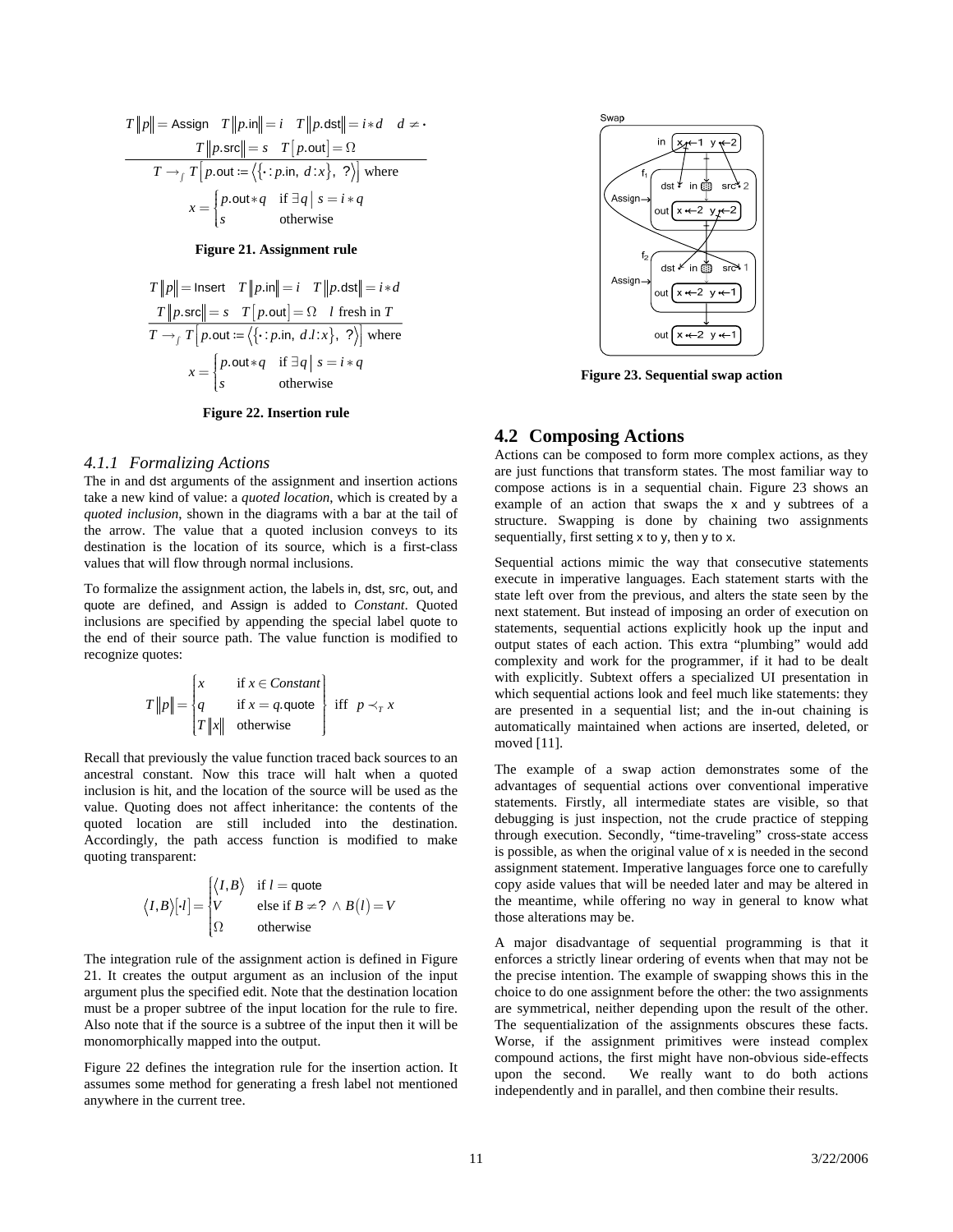$$\frac{T\|p\| = \mathsf{Assign} \quad T\|p.\mathsf{in}\| = i \quad T\|p.\mathsf{dst}\| = i * d \quad d \neq \cdot \qquad T\|p.\mathsf{src}\| = s \quad T[p.\mathsf{out}] = \Omega}{T \rightarrow_{\int} T\left[p.\mathsf{out} := \left\langle \{\cdot : p.\mathsf{in},\ d : x\},\ ?\right\rangle\right] \text{ where}}$$

$$x = \begin{cases} p.\mathsf{out} * q & \text{if } \exists q \mid s = i * q \\ s & \text{otherwise} \end{cases}$$

**Figure 21. Assignment rule**

$$\frac{T\|p\| = \mathsf{Insert} \quad T\|p.\mathsf{in}\| = i \quad T\|p.\mathsf{dst}\| = i * d \qquad T\|p.\mathsf{src}\| = s \quad T[p.\mathsf{out}] = \Omega \quad l \text{ fresh in } T}{T \rightarrow_{\int} T\left[p.\mathsf{out} := \left\langle \{\cdot : p.\mathsf{in},\ d.l : x\},\ ?\right\rangle\right] \text{ where}}$$

$$x = \begin{cases} p.\mathsf{out} * q & \text{if } \exists q \mid s = i * q \\ s & \text{otherwise} \end{cases}$$

**Figure 22. Insertion rule**

### 4.1.1 Formalizing Actions

The in and dst arguments of the assignment and insertion actions take a new kind of value: a *quoted location*, which is created by a *quoted inclusion*, shown in the diagrams with a bar at the tail of the arrow. The value that a quoted inclusion conveys to its destination is the location of its source, which is a first-class values that will flow through normal inclusions.

To formalize the assignment action, the labels in, dst, src, out, and quote are defined, and Assign is added to *Constant*. Quoted inclusions are specified by appending the special label quote to the end of their source path. The value function is modified to recognize quotes:

$$T\|p\| = \begin{Bmatrix} x & \text{if } x \in \mathit{Constant} \\ q & \text{if } x = q.\mathsf{quote} \\ T\|x\| & \text{otherwise} \end{Bmatrix} \text{ iff } p \prec_T x$$

Recall that previously the value function traced back sources to an ancestral constant. Now this trace will halt when a quoted inclusion is hit, and the location of the source will be used as the value. Quoting does not affect inheritance: the contents of the quoted location are still included into the destination. Accordingly, the path access function is modified to make quoting transparent:

$$\langle I, B\rangle[\cdot l] = \begin{cases} \langle I, B\rangle & \text{if } l = \mathsf{quote} \\ V & \text{else if } B \neq ? \wedge B(l) = V \\ \Omega & \text{otherwise} \end{cases}$$

The integration rule of the assignment action is defined in Figure 21. It creates the output argument as an inclusion of the input argument plus the specified edit. Note that the destination location must be a proper subtree of the input location for the rule to fire. Also note that if the source is a subtree of the input then it will be monomorphically mapped into the output.

Figure 22 defines the integration rule for the insertion action. It assumes some method for generating a fresh label not mentioned anywhere in the current tree.

**Figure 23. Sequential swap action**

## 4.2 Composing Actions

Actions can be composed to form more complex actions, as they are just functions that transform states. The most familiar way to compose actions is in a sequential chain. Figure 23 shows an example of an action that swaps the x and y subtrees of a structure. Swapping is done by chaining two assignments sequentially, first setting x to y, then y to x.

Sequential actions mimic the way that consecutive statements execute in imperative languages. Each statement starts with the state left over from the previous, and alters the state seen by the next statement. But instead of imposing an order of execution on statements, sequential actions explicitly hook up the input and output states of each action. This extra "plumbing" would add complexity and work for the programmer, if it had to be dealt with explicitly. Subtext offers a specialized UI presentation in which sequential actions look and feel much like statements: they are presented in a sequential list; and the in-out chaining is automatically maintained when actions are inserted, deleted, or moved [11].

The example of a swap action demonstrates some of the advantages of sequential actions over conventional imperative statements. Firstly, all intermediate states are visible, so that debugging is just inspection, not the crude practice of stepping through execution. Secondly, "time-traveling" cross-state access is possible, as when the original value of x is needed in the second assignment statement. Imperative languages force one to carefully copy aside values that will be needed later and may be altered in the meantime, while offering no way in general to know what those alterations may be.

A major disadvantage of sequential programming is that it enforces a strictly linear ordering of events when that may not be the precise intention. The example of swapping shows this in the choice to do one assignment before the other: the two assignments are symmetrical, neither depending upon the result of the other. The sequentialization of the assignments obscures these facts. Worse, if the assignment primitives were instead complex compound actions, the first might have non-obvious side-effects upon the second. We really want to do both actions independently and in parallel, and then combine their results.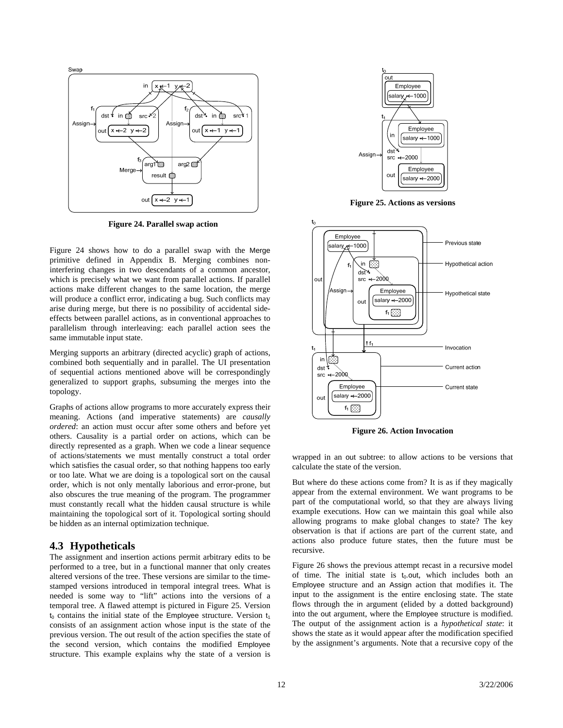Figure 24. Parallel swap action

Figure 24 shows how to do a parallel swap with the Merge primitive defined in Appendix B. Merging combines non-interfering changes in two descendants of a common ancestor, which is precisely what we want from parallel actions. If parallel actions make different changes to the same location, the merge will produce a conflict error, indicating a bug. Such conflicts may arise during merge, but there is no possibility of accidental side-effects between parallel actions, as in conventional approaches to parallelism through interleaving: each parallel action sees the same immutable input state.

Merging supports an arbitrary (directed acyclic) graph of actions, combined both sequentially and in parallel. The UI presentation of sequential actions mentioned above will be correspondingly generalized to support graphs, subsuming the merges into the topology.

Graphs of actions allow programs to more accurately express their meaning. Actions (and imperative statements) are *causally ordered*: an action must occur after some others and before yet others. Causality is a partial order on actions, which can be directly represented as a graph. When we code a linear sequence of actions/statements we must mentally construct a total order which satisfies the casual order, so that nothing happens too early or too late. What we are doing is a topological sort on the causal order, which is not only mentally laborious and error-prone, but also obscures the true meaning of the program. The programmer must constantly recall what the hidden causal structure is while maintaining the topological sort of it. Topological sorting should be hidden as an internal optimization technique.

## 4.3 Hypotheticals

The assignment and insertion actions permit arbitrary edits to be performed to a tree, but in a functional manner that only creates altered versions of the tree. These versions are similar to the time-stamped versions introduced in temporal integral trees. What is needed is some way to "lift" actions into the versions of a temporal tree. A flawed attempt is pictured in Figure 25. Version $t_0$ contains the initial state of the Employee structure. Version $t_1$ consists of an assignment action whose input is the state of the previous version. The out result of the action specifies the state of the second version, which contains the modified Employee structure. This example explains why the state of a version is wrapped in an out subtree: to allow actions to be versions that calculate the state of the version.

Figure 25. Actions as versions

Figure 26. Action Invocation

But where do these actions come from? It is as if they magically appear from the external environment. We want programs to be part of the computational world, so that they are always living example executions. How can we maintain this goal while also allowing programs to make global changes to state? The key observation is that if actions are part of the current state, and actions also produce future states, then the future must be recursive.

Figure 26 shows the previous attempt recast in a recursive model of time. The initial state is $t_0$.out, which includes both an Employee structure and an Assign action that modifies it. The input to the assignment is the entire enclosing state. The state flows through the in argument (elided by a dotted background) into the out argument, where the Employee structure is modified. The output of the assignment action is a *hypothetical state*: it shows the state as it would appear after the modification specified by the assignment's arguments. Note that a recursive copy of the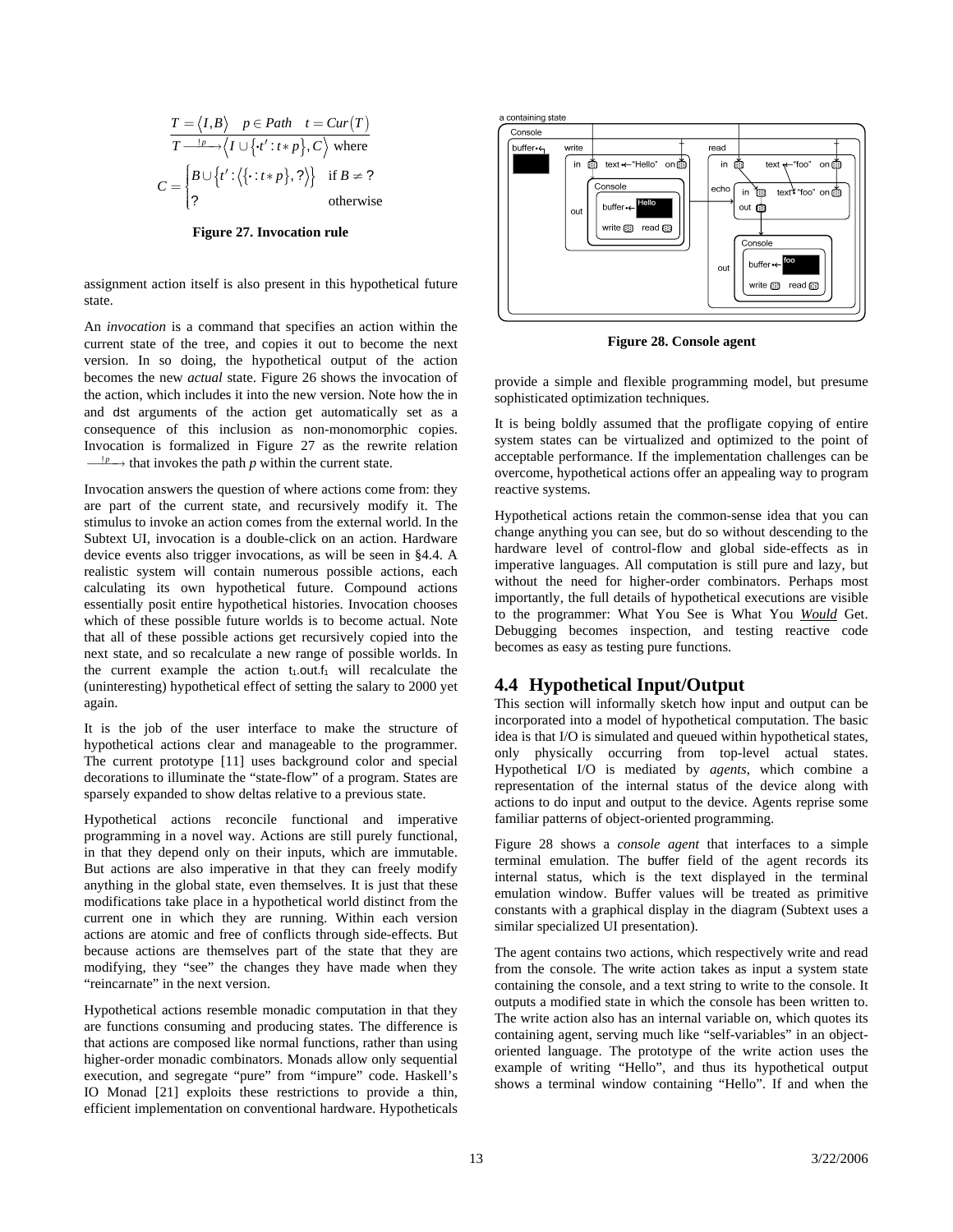$$\frac{T = \langle I, B \rangle \quad p \in Path \quad t = Cur(T)}{T \xrightarrow{!p} \langle I \cup \{\cdot t' : t * p\}, C \rangle \text{ where}}$$

$$C = \begin{cases} B \cup \{ t' : \langle \{\cdot : t * p\}, ? \rangle \} & \text{if } B \neq ? \\ ? & \text{otherwise} \end{cases}$$

**Figure 27. Invocation rule**

assignment action itself is also present in this hypothetical future state.

An *invocation* is a command that specifies an action within the current state of the tree, and copies it out to become the next version. In so doing, the hypothetical output of the action becomes the new *actual* state. Figure 26 shows the invocation of the action, which includes it into the new version. Note how the in and dst arguments of the action get automatically set as a consequence of this inclusion as non-monomorphic copies. Invocation is formalized in Figure 27 as the rewrite relation $\xrightarrow{!p}$ that invokes the path *p* within the current state.

Invocation answers the question of where actions come from: they are part of the current state, and recursively modify it. The stimulus to invoke an action comes from the external world. In the Subtext UI, invocation is a double-click on an action. Hardware device events also trigger invocations, as will be seen in §4.4. A realistic system will contain numerous possible actions, each calculating its own hypothetical future. Compound actions essentially posit entire hypothetical histories. Invocation chooses which of these possible future worlds is to become actual. Note that all of these possible actions get recursively copied into the next state, and so recalculate a new range of possible worlds. In the current example the action $t_1$.out.$f_1$ will recalculate the (uninteresting) hypothetical effect of setting the salary to 2000 yet again.

It is the job of the user interface to make the structure of hypothetical actions clear and manageable to the programmer. The current prototype [11] uses background color and special decorations to illuminate the "state-flow" of a program. States are sparsely expanded to show deltas relative to a previous state.

Hypothetical actions reconcile functional and imperative programming in a novel way. Actions are still purely functional, in that they depend only on their inputs, which are immutable. But actions are also imperative in that they can freely modify anything in the global state, even themselves. It is just that these modifications take place in a hypothetical world distinct from the current one in which they are running. Within each version actions are atomic and free of conflicts through side-effects. But because actions are themselves part of the state that they are modifying, they "see" the changes they have made when they "reincarnate" in the next version.

Hypothetical actions resemble monadic computation in that they are functions consuming and producing states. The difference is that actions are composed like normal functions, rather than using higher-order monadic combinators. Monads allow only sequential execution, and segregate "pure" from "impure" code. Haskell's IO Monad [21] exploits these restrictions to provide a thin, efficient implementation on conventional hardware. Hypotheticals provide a simple and flexible programming model, but presume sophisticated optimization techniques.

**Figure 28. Console agent**

It is being boldly assumed that the profligate copying of entire system states can be virtualized and optimized to the point of acceptable performance. If the implementation challenges can be overcome, hypothetical actions offer an appealing way to program reactive systems.

Hypothetical actions retain the common-sense idea that you can change anything you can see, but do so without descending to the hardware level of control-flow and global side-effects as in imperative languages. All computation is still pure and lazy, but without the need for higher-order combinators. Perhaps most importantly, the full details of hypothetical executions are visible to the programmer: What You See is What You ***Would*** Get. Debugging becomes inspection, and testing reactive code becomes as easy as testing pure functions.

## 4.4 Hypothetical Input/Output

This section will informally sketch how input and output can be incorporated into a model of hypothetical computation. The basic idea is that I/O is simulated and queued within hypothetical states, only physically occurring from top-level actual states. Hypothetical I/O is mediated by *agents*, which combine a representation of the internal status of the device along with actions to do input and output to the device. Agents reprise some familiar patterns of object-oriented programming.

Figure 28 shows a *console agent* that interfaces to a simple terminal emulation. The buffer field of the agent records its internal status, which is the text displayed in the terminal emulation window. Buffer values will be treated as primitive constants with a graphical display in the diagram (Subtext uses a similar specialized UI presentation).

The agent contains two actions, which respectively write and read from the console. The write action takes as input a system state containing the console, and a text string to write to the console. It outputs a modified state in which the console has been written to. The write action also has an internal variable on, which quotes its containing agent, serving much like "self-variables" in an object-oriented language. The prototype of the write action uses the example of writing "Hello", and thus its hypothetical output shows a terminal window containing "Hello". If and when the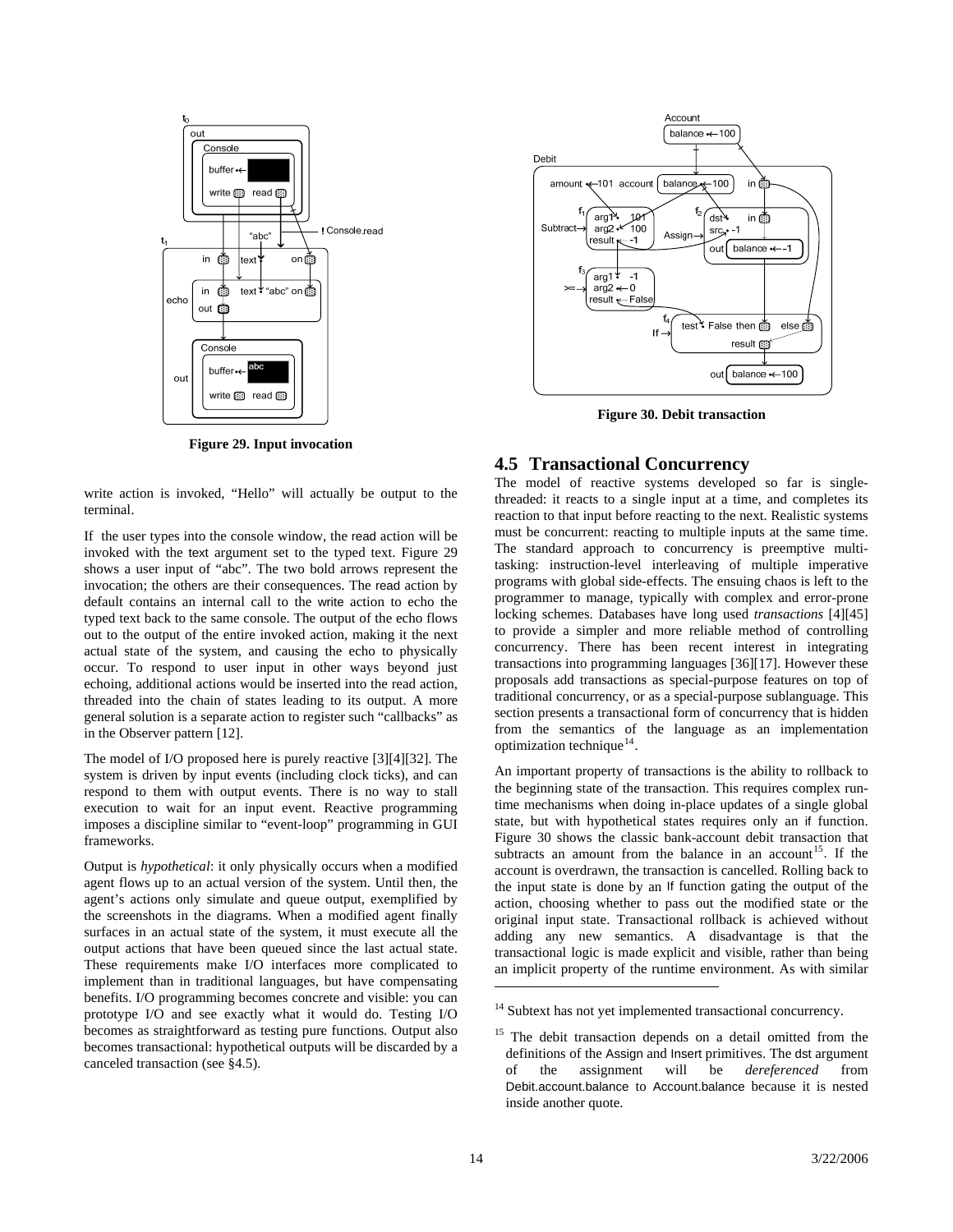**Figure 29. Input invocation**

write action is invoked, “Hello” will actually be output to the terminal.

If the user types into the console window, the read action will be invoked with the text argument set to the typed text. Figure 29 shows a user input of “abc”. The two bold arrows represent the invocation; the others are their consequences. The read action by default contains an internal call to the write action to echo the typed text back to the same console. The output of the echo flows out to the output of the entire invoked action, making it the next actual state of the system, and causing the echo to physically occur. To respond to user input in other ways beyond just echoing, additional actions would be inserted into the read action, threaded into the chain of states leading to its output. A more general solution is a separate action to register such “callbacks” as in the Observer pattern [12].

The model of I/O proposed here is purely reactive [3][4][32]. The system is driven by input events (including clock ticks), and can respond to them with output events. There is no way to stall execution to wait for an input event. Reactive programming imposes a discipline similar to “event-loop” programming in GUI frameworks.

Output is *hypothetical*: it only physically occurs when a modified agent flows up to an actual version of the system. Until then, the agent’s actions only simulate and queue output, exemplified by the screenshots in the diagrams. When a modified agent finally surfaces in an actual state of the system, it must execute all the output actions that have been queued since the last actual state. These requirements make I/O interfaces more complicated to implement than in traditional languages, but have compensating benefits. I/O programming becomes concrete and visible: you can prototype I/O and see exactly what it would do. Testing I/O becomes as straightforward as testing pure functions. Output also becomes transactional: hypothetical outputs will be discarded by a canceled transaction (see §4.5).

**Figure 30. Debit transaction**

## 4.5 Transactional Concurrency

The model of reactive systems developed so far is single-threaded: it reacts to a single input at a time, and completes its reaction to that input before reacting to the next. Realistic systems must be concurrent: reacting to multiple inputs at the same time. The standard approach to concurrency is preemptive multi-tasking: instruction-level interleaving of multiple imperative programs with global side-effects. The ensuing chaos is left to the programmer to manage, typically with complex and error-prone locking schemes. Databases have long used *transactions* [4][45] to provide a simpler and more reliable method of controlling concurrency. There has been recent interest in integrating transactions into programming languages [36][17]. However these proposals add transactions as special-purpose features on top of traditional concurrency, or as a special-purpose sublanguage. This section presents a transactional form of concurrency that is hidden from the semantics of the language as an implementation optimization technique[14].

An important property of transactions is the ability to rollback to the beginning state of the transaction. This requires complex run-time mechanisms when doing in-place updates of a single global state, but with hypothetical states requires only an If function. Figure 30 shows the classic bank-account debit transaction that subtracts an amount from the balance in an account[15]. If the account is overdrawn, the transaction is cancelled. Rolling back to the input state is done by an If function gating the output of the action, choosing whether to pass out the modified state or the original input state. Transactional rollback is achieved without adding any new semantics. A disadvantage is that the transactional logic is made explicit and visible, rather than being an implicit property of the runtime environment. As with similar

[14] Subtext has not yet implemented transactional concurrency.

[15] The debit transaction depends on a detail omitted from the definitions of the Assign and Insert primitives. The dst argument of the assignment will be *dereferenced* from Debit.account.balance to Account.balance because it is nested inside another quote.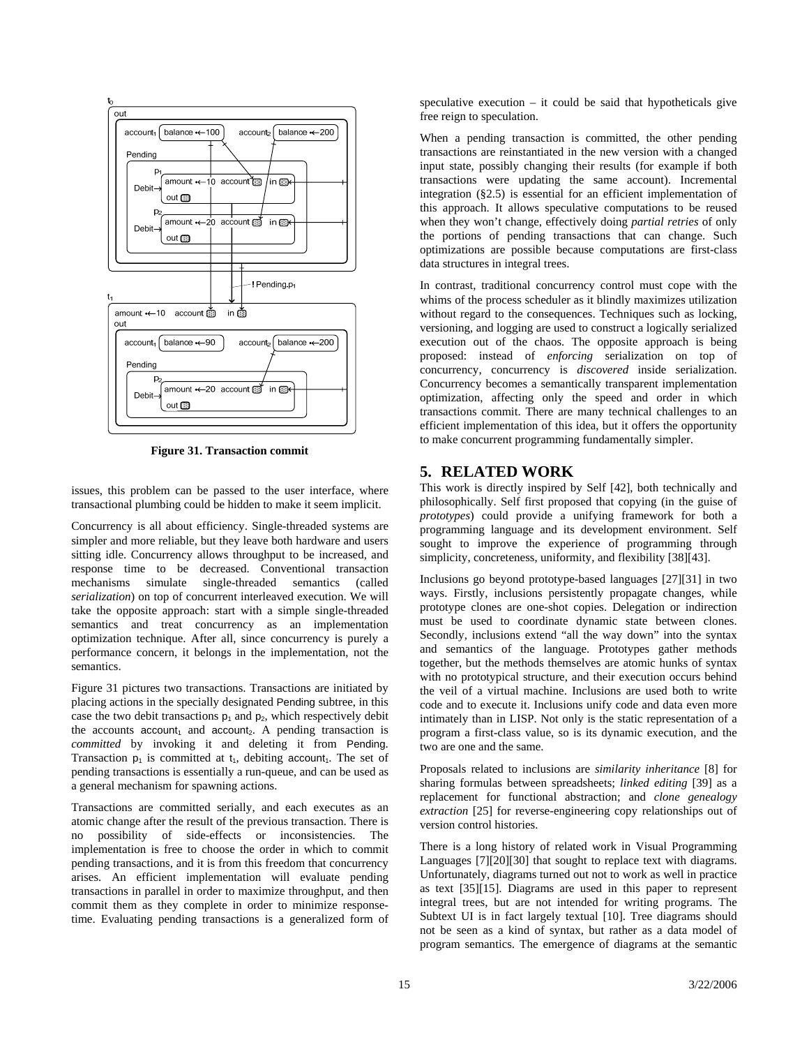Figure 31. Transaction commit

issues, this problem can be passed to the user interface, where transactional plumbing could be hidden to make it seem implicit.

Concurrency is all about efficiency. Single-threaded systems are simpler and more reliable, but they leave both hardware and users sitting idle. Concurrency allows throughput to be increased, and response time to be decreased. Conventional transaction mechanisms simulate single-threaded semantics (called *serialization*) on top of concurrent interleaved execution. We will take the opposite approach: start with a simple single-threaded semantics and treat concurrency as an implementation optimization technique. After all, since concurrency is purely a performance concern, it belongs in the implementation, not the semantics.

Figure 31 pictures two transactions. Transactions are initiated by placing actions in the specially designated Pending subtree, in this case the two debit transactions $p_1$ and $p_2$, which respectively debit the accounts $account_1$ and $account_2$. A pending transaction is *committed* by invoking it and deleting it from Pending. Transaction $p_1$ is committed at $t_1$, debiting $account_1$. The set of pending transactions is essentially a run-queue, and can be used as a general mechanism for spawning actions.

Transactions are committed serially, and each executes as an atomic change after the result of the previous transaction. There is no possibility of side-effects or inconsistencies. The implementation is free to choose the order in which to commit pending transactions, and it is from this freedom that concurrency arises. An efficient implementation will evaluate pending transactions in parallel in order to maximize throughput, and then commit them as they complete in order to minimize response-time. Evaluating pending transactions is a generalized form of speculative execution – it could be said that hypotheticals give free reign to speculation.

When a pending transaction is committed, the other pending transactions are reinstantiated in the new version with a changed input state, possibly changing their results (for example if both transactions were updating the same account). Incremental integration (§2.5) is essential for an efficient implementation of this approach. It allows speculative computations to be reused when they won't change, effectively doing *partial retries* of only the portions of pending transactions that can change. Such optimizations are possible because computations are first-class data structures in integral trees.

In contrast, traditional concurrency control must cope with the whims of the process scheduler as it blindly maximizes utilization without regard to the consequences. Techniques such as locking, versioning, and logging are used to construct a logically serialized execution out of the chaos. The opposite approach is being proposed: instead of *enforcing* serialization on top of concurrency, concurrency is *discovered* inside serialization. Concurrency becomes a semantically transparent implementation optimization, affecting only the speed and order in which transactions commit. There are many technical challenges to an efficient implementation of this idea, but it offers the opportunity to make concurrent programming fundamentally simpler.

## 5. RELATED WORK

This work is directly inspired by Self [42], both technically and philosophically. Self first proposed that copying (in the guise of *prototypes*) could provide a unifying framework for both a programming language and its development environment. Self sought to improve the experience of programming through simplicity, concreteness, uniformity, and flexibility [38][43].

Inclusions go beyond prototype-based languages [27][31] in two ways. Firstly, inclusions persistently propagate changes, while prototype clones are one-shot copies. Delegation or indirection must be used to coordinate dynamic state between clones. Secondly, inclusions extend "all the way down" into the syntax and semantics of the language. Prototypes gather methods together, but the methods themselves are atomic hunks of syntax with no prototypical structure, and their execution occurs behind the veil of a virtual machine. Inclusions are used both to write code and to execute it. Inclusions unify code and data even more intimately than in LISP. Not only is the static representation of a program a first-class value, so is its dynamic execution, and the two are one and the same.

Proposals related to inclusions are *similarity inheritance* [8] for sharing formulas between spreadsheets; *linked editing* [39] as a replacement for functional abstraction; and *clone genealogy extraction* [25] for reverse-engineering copy relationships out of version control histories.

There is a long history of related work in Visual Programming Languages [7][20][30] that sought to replace text with diagrams. Unfortunately, diagrams turned out not to work as well in practice as text [35][15]. Diagrams are used in this paper to represent integral trees, but are not intended for writing programs. The Subtext UI is in fact largely textual [10]. Tree diagrams should not be seen as a kind of syntax, but rather as a data model of program semantics. The emergence of diagrams at the semantic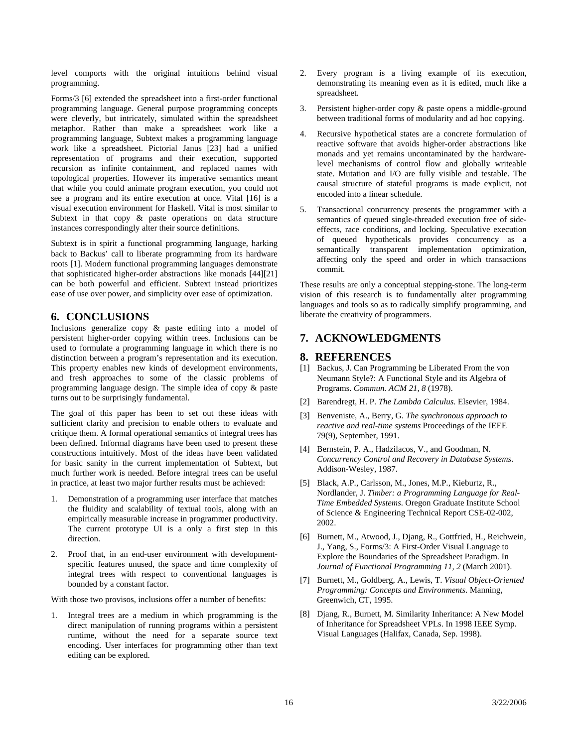level comports with the original intuitions behind visual programming.

Forms/3 [6] extended the spreadsheet into a first-order functional programming language. General purpose programming concepts were cleverly, but intricately, simulated within the spreadsheet metaphor. Rather than make a spreadsheet work like a programming language, Subtext makes a programming language work like a spreadsheet. Pictorial Janus [23] had a unified representation of programs and their execution, supported recursion as infinite containment, and replaced names with topological properties. However its imperative semantics meant that while you could animate program execution, you could not see a program and its entire execution at once. Vital [16] is a visual execution environment for Haskell. Vital is most similar to Subtext in that copy & paste operations on data structure instances correspondingly alter their source definitions.

Subtext is in spirit a functional programming language, harking back to Backus' call to liberate programming from its hardware roots [1]. Modern functional programming languages demonstrate that sophisticated higher-order abstractions like monads [44][21] can be both powerful and efficient. Subtext instead prioritizes ease of use over power, and simplicity over ease of optimization.

## 6. CONCLUSIONS

Inclusions generalize copy & paste editing into a model of persistent higher-order copying within trees. Inclusions can be used to formulate a programming language in which there is no distinction between a program's representation and its execution. This property enables new kinds of development environments, and fresh approaches to some of the classic problems of programming language design. The simple idea of copy & paste turns out to be surprisingly fundamental.

The goal of this paper has been to set out these ideas with sufficient clarity and precision to enable others to evaluate and critique them. A formal operational semantics of integral trees has been defined. Informal diagrams have been used to present these constructions intuitively. Most of the ideas have been validated for basic sanity in the current implementation of Subtext, but much further work is needed. Before integral trees can be useful in practice, at least two major further results must be achieved:

1. Demonstration of a programming user interface that matches the fluidity and scalability of textual tools, along with an empirically measurable increase in programmer productivity. The current prototype UI is a only a first step in this direction.
2. Proof that, in an end-user environment with development-specific features unused, the space and time complexity of integral trees with respect to conventional languages is bounded by a constant factor.

With those two provisos, inclusions offer a number of benefits:

1. Integral trees are a medium in which programming is the direct manipulation of running programs within a persistent runtime, without the need for a separate source text encoding. User interfaces for programming other than text editing can be explored.
2. Every program is a living example of its execution, demonstrating its meaning even as it is edited, much like a spreadsheet.
3. Persistent higher-order copy & paste opens a middle-ground between traditional forms of modularity and ad hoc copying.
4. Recursive hypothetical states are a concrete formulation of reactive software that avoids higher-order abstractions like monads and yet remains uncontaminated by the hardware-level mechanisms of control flow and globally writeable state. Mutation and I/O are fully visible and testable. The causal structure of stateful programs is made explicit, not encoded into a linear schedule.
5. Transactional concurrency presents the programmer with a semantics of queued single-threaded execution free of side-effects, race conditions, and locking. Speculative execution of queued hypotheticals provides concurrency as a semantically transparent implementation optimization, affecting only the speed and order in which transactions commit.

These results are only a conceptual stepping-stone. The long-term vision of this research is to fundamentally alter programming languages and tools so as to radically simplify programming, and liberate the creativity of programmers.

## 7. ACKNOWLEDGMENTS

## 8. REFERENCES

[1] Backus, J. Can Programming be Liberated From the von Neumann Style?: A Functional Style and its Algebra of Programs. *Commun. ACM 21, 8* (1978).

[2] Barendregt, H. P. *The Lambda Calculus*. Elsevier, 1984.

[3] Benveniste, A., Berry, G. *The synchronous approach to reactive and real-time systems* Proceedings of the IEEE 79(9), September, 1991.

[4] Bernstein, P. A., Hadzilacos, V., and Goodman, N. *Concurrency Control and Recovery in Database Systems*. Addison-Wesley, 1987.

[5] Black, A.P., Carlsson, M., Jones, M.P., Kieburtz, R., Nordlander, J. *Timber: a Programming Language for Real-Time Embedded Systems*. Oregon Graduate Institute School of Science & Engineering Technical Report CSE-02-002, 2002.

[6] Burnett, M., Atwood, J., Djang, R., Gottfried, H., Reichwein, J., Yang, S., Forms/3: A First-Order Visual Language to Explore the Boundaries of the Spreadsheet Paradigm. In *Journal of Functional Programming 11, 2* (March 2001).

[7] Burnett, M., Goldberg, A., Lewis, T. *Visual Object-Oriented Programming: Concepts and Environments*. Manning, Greenwich, CT, 1995.

[8] Djang, R., Burnett, M. Similarity Inheritance: A New Model of Inheritance for Spreadsheet VPLs. In 1998 IEEE Symp. Visual Languages (Halifax, Canada, Sep. 1998).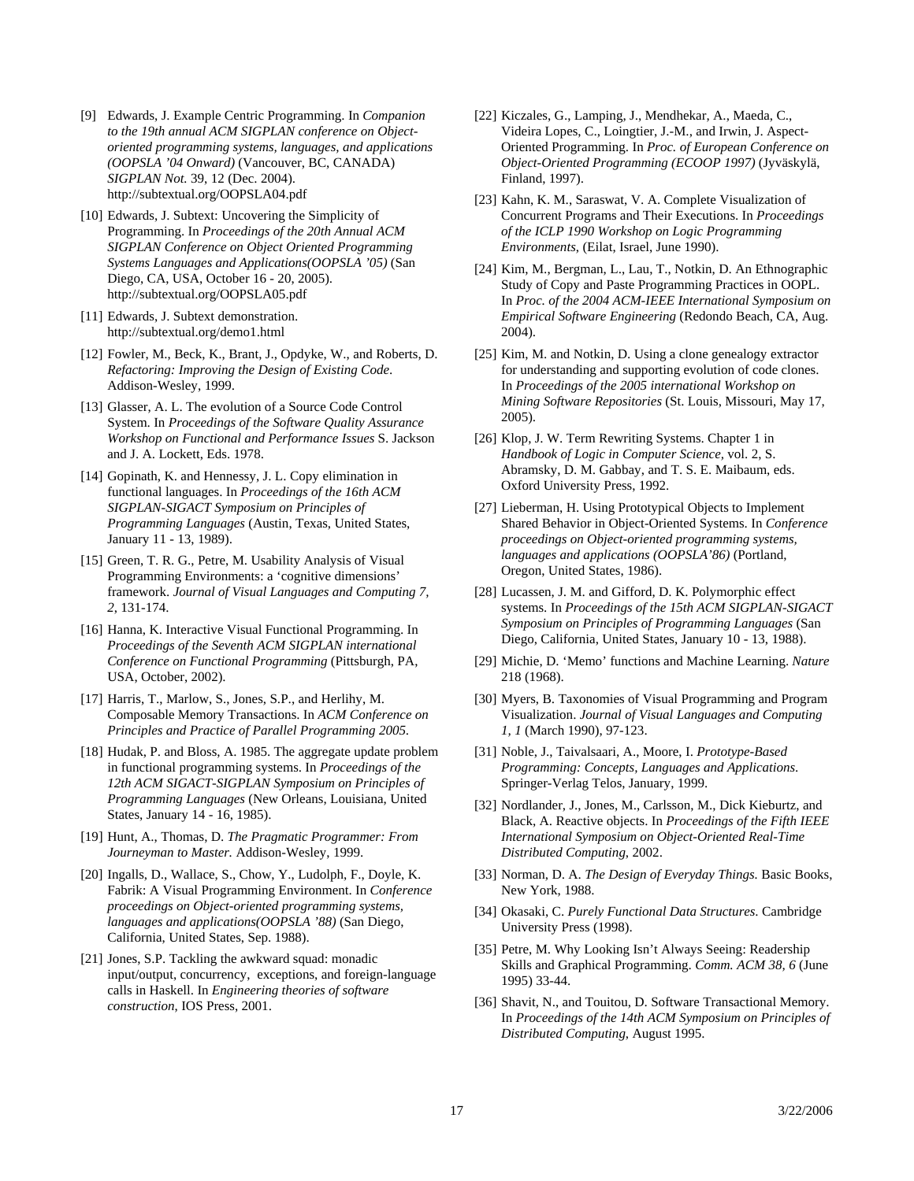[9] Edwards, J. Example Centric Programming. In *Companion to the 19th annual ACM SIGPLAN conference on Object-oriented programming systems, languages, and applications (OOPSLA '04 Onward)* (Vancouver, BC, CANADA) *SIGPLAN Not.* 39, 12 (Dec. 2004). http://subtextual.org/OOPSLA04.pdf

[10] Edwards, J. Subtext: Uncovering the Simplicity of Programming. In *Proceedings of the 20th Annual ACM SIGPLAN Conference on Object Oriented Programming Systems Languages and Applications(OOPSLA '05)* (San Diego, CA, USA, October 16 - 20, 2005). http://subtextual.org/OOPSLA05.pdf

[11] Edwards, J. Subtext demonstration. http://subtextual.org/demo1.html

[12] Fowler, M., Beck, K., Brant, J., Opdyke, W., and Roberts, D. *Refactoring: Improving the Design of Existing Code*. Addison-Wesley, 1999.

[13] Glasser, A. L. The evolution of a Source Code Control System. In *Proceedings of the Software Quality Assurance Workshop on Functional and Performance Issues* S. Jackson and J. A. Lockett, Eds. 1978.

[14] Gopinath, K. and Hennessy, J. L. Copy elimination in functional languages. In *Proceedings of the 16th ACM SIGPLAN-SIGACT Symposium on Principles of Programming Languages* (Austin, Texas, United States, January 11 - 13, 1989).

[15] Green, T. R. G., Petre, M. Usability Analysis of Visual Programming Environments: a 'cognitive dimensions' framework. *Journal of Visual Languages and Computing 7, 2*, 131-174.

[16] Hanna, K. Interactive Visual Functional Programming. In *Proceedings of the Seventh ACM SIGPLAN international Conference on Functional Programming* (Pittsburgh, PA, USA, October, 2002).

[17] Harris, T., Marlow, S., Jones, S.P., and Herlihy, M. Composable Memory Transactions. In *ACM Conference on Principles and Practice of Parallel Programming 2005.*

[18] Hudak, P. and Bloss, A. 1985. The aggregate update problem in functional programming systems. In *Proceedings of the 12th ACM SIGACT-SIGPLAN Symposium on Principles of Programming Languages* (New Orleans, Louisiana, United States, January 14 - 16, 1985).

[19] Hunt, A., Thomas, D. *The Pragmatic Programmer: From Journeyman to Master.* Addison-Wesley, 1999.

[20] Ingalls, D., Wallace, S., Chow, Y., Ludolph, F., Doyle, K. Fabrik: A Visual Programming Environment. In *Conference proceedings on Object-oriented programming systems, languages and applications(OOPSLA '88)* (San Diego, California, United States, Sep. 1988).

[21] Jones, S.P. Tackling the awkward squad: monadic input/output, concurrency, exceptions, and foreign-language calls in Haskell. In *Engineering theories of software construction*, IOS Press, 2001.

[22] Kiczales, G., Lamping, J., Mendhekar, A., Maeda, C., Videira Lopes, C., Loingtier, J.-M., and Irwin, J. Aspect-Oriented Programming. In *Proc. of European Conference on Object-Oriented Programming (ECOOP 1997)* (Jyväskylä, Finland, 1997).

[23] Kahn, K. M., Saraswat, V. A. Complete Visualization of Concurrent Programs and Their Executions. In *Proceedings of the ICLP 1990 Workshop on Logic Programming Environments*, (Eilat, Israel, June 1990).

[24] Kim, M., Bergman, L., Lau, T., Notkin, D. An Ethnographic Study of Copy and Paste Programming Practices in OOPL. In *Proc. of the 2004 ACM-IEEE International Symposium on Empirical Software Engineering* (Redondo Beach, CA, Aug. 2004).

[25] Kim, M. and Notkin, D. Using a clone genealogy extractor for understanding and supporting evolution of code clones. In *Proceedings of the 2005 international Workshop on Mining Software Repositories* (St. Louis, Missouri, May 17, 2005).

[26] Klop, J. W. Term Rewriting Systems. Chapter 1 in *Handbook of Logic in Computer Science,* vol. 2, S. Abramsky, D. M. Gabbay, and T. S. E. Maibaum, eds. Oxford University Press, 1992.

[27] Lieberman, H. Using Prototypical Objects to Implement Shared Behavior in Object-Oriented Systems. In *Conference proceedings on Object-oriented programming systems, languages and applications (OOPSLA'86)* (Portland, Oregon, United States, 1986).

[28] Lucassen, J. M. and Gifford, D. K. Polymorphic effect systems. In *Proceedings of the 15th ACM SIGPLAN-SIGACT Symposium on Principles of Programming Languages* (San Diego, California, United States, January 10 - 13, 1988).

[29] Michie, D. 'Memo' functions and Machine Learning. *Nature* 218 (1968).

[30] Myers, B. Taxonomies of Visual Programming and Program Visualization. *Journal of Visual Languages and Computing 1, 1* (March 1990), 97-123.

[31] Noble, J., Taivalsaari, A., Moore, I. *Prototype-Based Programming: Concepts, Languages and Applications*. Springer-Verlag Telos, January, 1999.

[32] Nordlander, J., Jones, M., Carlsson, M., Dick Kieburtz, and Black, A. Reactive objects. In *Proceedings of the Fifth IEEE International Symposium on Object-Oriented Real-Time Distributed Computing*, 2002.

[33] Norman, D. A. *The Design of Everyday Things.* Basic Books, New York, 1988.

[34] Okasaki, C. *Purely Functional Data Structures*. Cambridge University Press (1998).

[35] Petre, M. Why Looking Isn't Always Seeing: Readership Skills and Graphical Programming. *Comm. ACM 38, 6* (June 1995) 33-44.

[36] Shavit, N., and Touitou, D. Software Transactional Memory. In *Proceedings of the 14th ACM Symposium on Principles of Distributed Computing*, August 1995.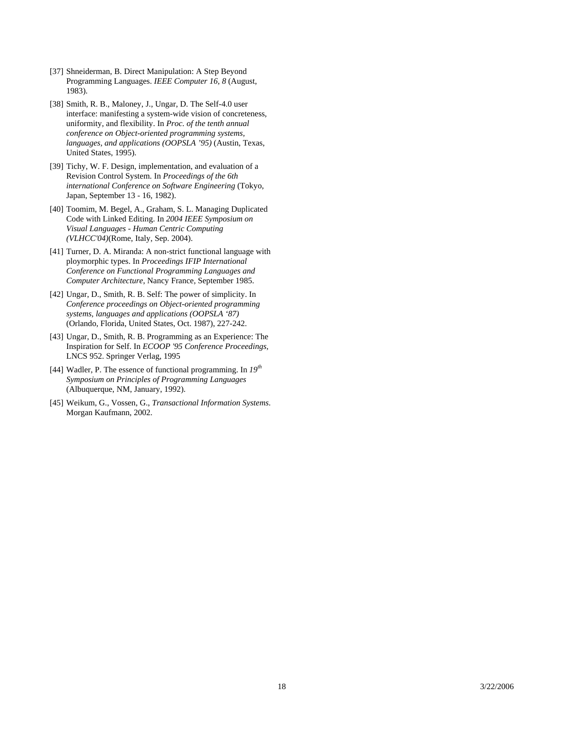[37] Shneiderman, B. Direct Manipulation: A Step Beyond Programming Languages. *IEEE Computer 16, 8* (August, 1983).

[38] Smith, R. B., Maloney, J., Ungar, D. The Self-4.0 user interface: manifesting a system-wide vision of concreteness, uniformity, and flexibility. In *Proc. of the tenth annual conference on Object-oriented programming systems, languages, and applications (OOPSLA '95)* (Austin, Texas, United States, 1995).

[39] Tichy, W. F. Design, implementation, and evaluation of a Revision Control System. In *Proceedings of the 6th international Conference on Software Engineering* (Tokyo, Japan, September 13 - 16, 1982).

[40] Toomim, M. Begel, A., Graham, S. L. Managing Duplicated Code with Linked Editing. In *2004 IEEE Symposium on Visual Languages - Human Centric Computing (VLHCC'04)*(Rome, Italy, Sep. 2004).

[41] Turner, D. A. Miranda: A non-strict functional language with ploymorphic types. In *Proceedings IFIP International Conference on Functional Programming Languages and Computer Architecture*, Nancy France, September 1985.

[42] Ungar, D., Smith, R. B. Self: The power of simplicity. In *Conference proceedings on Object-oriented programming systems, languages and applications (OOPSLA '87)* (Orlando, Florida, United States, Oct. 1987), 227-242.

[43] Ungar, D., Smith, R. B. Programming as an Experience: The Inspiration for Self. In *ECOOP '95 Conference Proceedings*, LNCS 952. Springer Verlag, 1995

[44] Wadler, P. The essence of functional programming. In *19th Symposium on Principles of Programming Languages* (Albuquerque, NM, January, 1992).

[45] Weikum, G., Vossen, G., *Transactional Information Systems*. Morgan Kaufmann, 2002.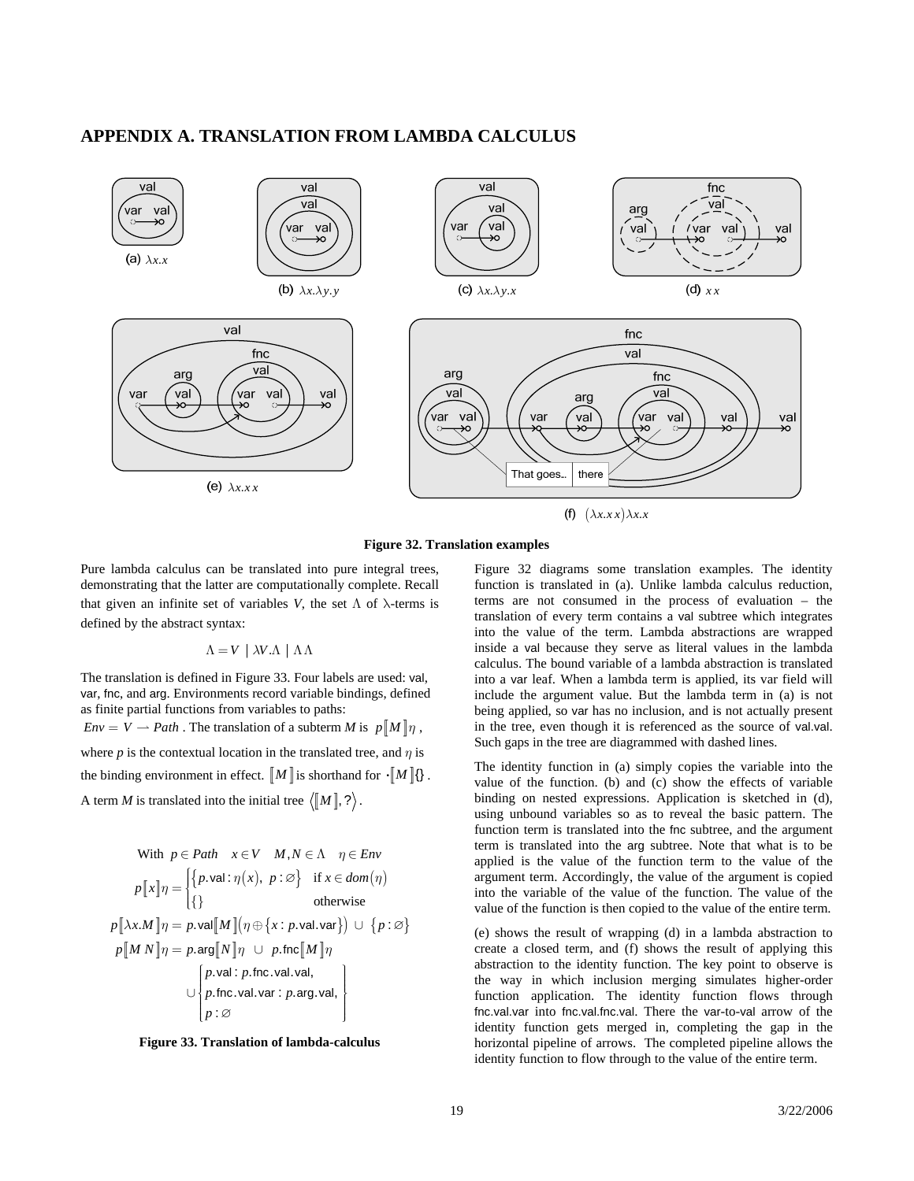## APPENDIX A. TRANSLATION FROM LAMBDA CALCULUS

(a) $\lambda x.x$

(b) $\lambda x.\lambda y.y$

(c) $\lambda x.\lambda y.x$

(d) $x\,x$

(e) $\lambda x.x\,x$

(f) $(\lambda x.x\,x)\lambda x.x$

**Figure 32. Translation examples**

Pure lambda calculus can be translated into pure integral trees, demonstrating that the latter are computationally complete. Recall that given an infinite set of variables $V$, the set $\Lambda$ of $\lambda$-terms is defined by the abstract syntax:

$$\Lambda = V \mid \lambda V.\Lambda \mid \Lambda\,\Lambda$$

The translation is defined in Figure 33. Four labels are used: val, var, fnc, and arg. Environments record variable bindings, defined as finite partial functions from variables to paths: $Env = V \rightharpoonup Path$. The translation of a subterm $M$ is $p[\![M]\!]\eta$, where $p$ is the contextual location in the translated tree, and $\eta$ is the binding environment in effect. $[\![M]\!]$ is shorthand for $\cdot[\![M]\!]\{\}$. A term $M$ is translated into the initial tree $\langle [\![M]\!], ? \rangle$.

$$\text{With } p \in Path \quad x \in V \quad M,N \in \Lambda \quad \eta \in Env$$

$$p[\![x]\!]\eta = \begin{cases} \{p.\mathsf{val} : \eta(x),\ p : \varnothing\} & \text{if } x \in dom(\eta) \\ \{\} & \text{otherwise} \end{cases}$$

$$p[\![\lambda x.M]\!]\eta = p.\mathsf{val}[\![M]\!](\eta \oplus \{x : p.\mathsf{val}.\mathsf{var}\}) \cup \{p : \varnothing\}$$

$$p[\![M\,N]\!]\eta = p.\mathsf{arg}[\![N]\!]\eta \ \cup\ p.\mathsf{fnc}[\![M]\!]\eta \cup \begin{Bmatrix} p.\mathsf{val} : p.\mathsf{fnc}.\mathsf{val}.\mathsf{val}, \\ p.\mathsf{fnc}.\mathsf{val}.\mathsf{var} : p.\mathsf{arg}.\mathsf{val}, \\ p : \varnothing \end{Bmatrix}$$

**Figure 33. Translation of lambda-calculus**

Figure 32 diagrams some translation examples. The identity function is translated in (a). Unlike lambda calculus reduction, terms are not consumed in the process of evaluation – the translation of every term contains a val subtree which integrates into the value of the term. Lambda abstractions are wrapped inside a val because they serve as literal values in the lambda calculus. The bound variable of a lambda abstraction is translated into a var leaf. When a lambda term is applied, its var field will include the argument value. But the lambda term in (a) is not being applied, so var has no inclusion, and is not actually present in the tree, even though it is referenced as the source of val.val. Such gaps in the tree are diagrammed with dashed lines.

The identity function in (a) simply copies the variable into the value of the function. (b) and (c) show the effects of variable binding on nested expressions. Application is sketched in (d), using unbound variables so as to reveal the basic pattern. The function term is translated into the fnc subtree, and the argument term is translated into the arg subtree. Note that what is to be applied is the value of the function term to the value of the argument term. Accordingly, the value of the argument is copied into the variable of the value of the function. The value of the value of the function is then copied to the value of the entire term.

(e) shows the result of wrapping (d) in a lambda abstraction to create a closed term, and (f) shows the result of applying this abstraction to the identity function. The key point to observe is the way in which inclusion merging simulates higher-order function application. The identity function flows through fnc.val.var into fnc.val.fnc.val. There the var-to-val arrow of the identity function gets merged in, completing the gap in the horizontal pipeline of arrows. The completed pipeline allows the identity function to flow through to the value of the entire term.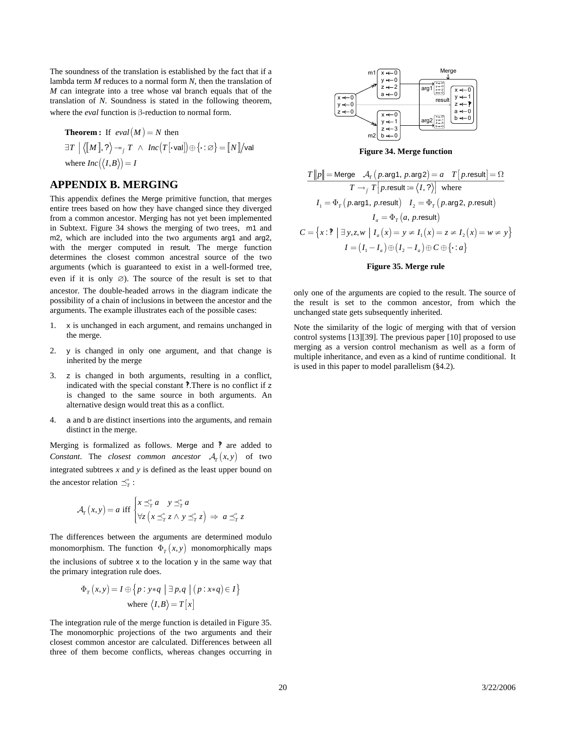The soundness of the translation is established by the fact that if a lambda term *M* reduces to a normal form *N*, then the translation of *M* can integrate into a tree whose val branch equals that of the translation of *N*. Soundness is stated in the following theorem, where the *eval* function is β-reduction to normal form.

**Theorem:** If $eval(M) = N$ then

$$\exists T \mid \langle [\![M]\!], ? \rangle \twoheadrightarrow_{\int} T \;\wedge\; Inc(T[\cdot \mathsf{val}]) \oplus \{\cdot : \varnothing\} = [\![N]\!] / \mathsf{val}$$

where $Inc(\langle I, B \rangle) = I$

## APPENDIX B. MERGING

This appendix defines the Merge primitive function, that merges entire trees based on how they have changed since they diverged from a common ancestor. Merging has not yet been implemented in Subtext. Figure 34 shows the merging of two trees, m1 and m2, which are included into the two arguments arg1 and arg2, with the merger computed in result. The merge function determines the closest common ancestral source of the two arguments (which is guaranteed to exist in a well-formed tree, even if it is only ∅). The source of the result is set to that ancestor. The double-headed arrows in the diagram indicate the possibility of a chain of inclusions in between the ancestor and the arguments. The example illustrates each of the possible cases:

1. x is unchanged in each argument, and remains unchanged in the merge.
2. y is changed in only one argument, and that change is inherited by the merge
3. z is changed in both arguments, resulting in a conflict, indicated with the special constant ‽. There is no conflict if z is changed to the same source in both arguments. An alternative design would treat this as a conflict.
4. a and b are distinct insertions into the arguments, and remain distinct in the merge.

Merging is formalized as follows. Merge and ‽ are added to *Constant*. The *closest common ancestor* $\mathcal{A}_T(x, y)$ of two integrated subtrees *x* and *y* is defined as the least upper bound on the ancestor relation $\preceq_T^*$:

$$\mathcal{A}_T(x, y) = a \text{ iff } \begin{cases} x \preceq_T^* a \quad y \preceq_T^* a \\ \forall z \left( x \preceq_T^* z \wedge y \preceq_T^* z \right) \Rightarrow a \preceq_T^* z \end{cases}$$

The differences between the arguments are determined modulo monomorphism. The function $\Phi_T(x, y)$ monomorphically maps the inclusions of subtree x to the location y in the same way that the primary integration rule does.

$$\Phi_T(x, y) = I \oplus \{ p : y * q \mid \exists p, q \mid (p : x * q) \in I \}$$
$$\text{where } \langle I, B \rangle = T[x]$$

The integration rule of the merge function is detailed in Figure 35. The monomorphic projections of the two arguments and their closest common ancestor are calculated. Differences between all three of them become conflicts, whereas changes occurring in only one of the arguments are copied to the result. The source of the result is set to the common ancestor, from which the unchanged state gets subsequently inherited.

Note the similarity of the logic of merging with that of version control systems [13][39]. The previous paper [10] proposed to use merging as a version control mechanism as well as a form of multiple inheritance, and even as a kind of runtime conditional. It is used in this paper to model parallelism (§4.2).

Merge
m1
x ← 0
y ← 0
z ← 2
a ← 0
x ← 0
y ← 0
z ← 0
x ← 0
y ← 1
z ← 3
m2
b ← 0
arg1
result
x ← 0
y ← 1
z ← ‽
a ← 0
b ← 0
arg2

**Figure 34. Merge function**

$$\frac{T\|p\| = \mathsf{Merge} \quad \mathcal{A}_T(p.\mathsf{arg1}, p.\mathsf{arg2}) = a \quad T[p.\mathsf{result}] = \Omega}{T \rightarrow_{\int} T[p.\mathsf{result} := \langle I, ? \rangle] \text{ where}}$$

$$I_1 = \Phi_T(p.\mathsf{arg1}, p.\mathsf{result}) \quad I_2 = \Phi_T(p.\mathsf{arg2}, p.\mathsf{result})$$

$$I_a = \Phi_T(a, p.\mathsf{result})$$

$$C = \{ x : ‽ \mid \exists y, z, w \mid I_a(x) = y \neq I_1(x) = z \neq I_2(x) = w \neq y \}$$

$$I = (I_1 - I_a) \oplus (I_2 - I_a) \oplus C \oplus \{\cdot : a\}$$

**Figure 35. Merge rule**